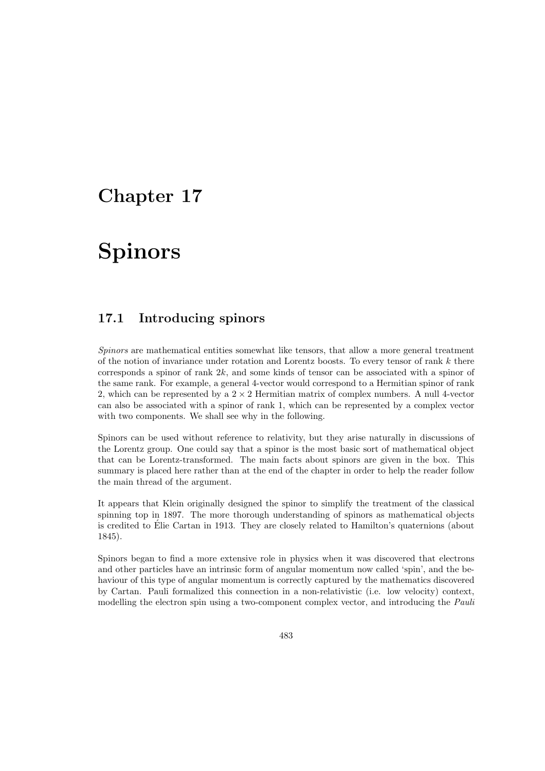# Chapter 17

# Spinors

## 17.1 Introducing spinors

*Spinors* are mathematical entities somewhat like tensors, that allow a more general treatment of the notion of invariance under rotation and Lorentz boosts. To every tensor of rank $k$ there corresponds a spinor of rank $2k$, and some kinds of tensor can be associated with a spinor of the same rank. For example, a general 4-vector would correspond to a Hermitian spinor of rank 2, which can be represented by a $2 \times 2$ Hermitian matrix of complex numbers. A null 4-vector can also be associated with a spinor of rank 1, which can be represented by a complex vector with two components. We shall see why in the following.

Spinors can be used without reference to relativity, but they arise naturally in discussions of the Lorentz group. One could say that a spinor is the most basic sort of mathematical object that can be Lorentz-transformed. The main facts about spinors are given in the box. This summary is placed here rather than at the end of the chapter in order to help the reader follow the main thread of the argument.

It appears that Klein originally designed the spinor to simplify the treatment of the classical spinning top in 1897. The more thorough understanding of spinors as mathematical objects is credited to Élie Cartan in 1913. They are closely related to Hamilton's quaternions (about 1845).

Spinors began to find a more extensive role in physics when it was discovered that electrons and other particles have an intrinsic form of angular momentum now called 'spin', and the behaviour of this type of angular momentum is correctly captured by the mathematics discovered by Cartan. Pauli formalized this connection in a non-relativistic (i.e. low velocity) context, modelling the electron spin using a two-component complex vector, and introducing the *Pauli*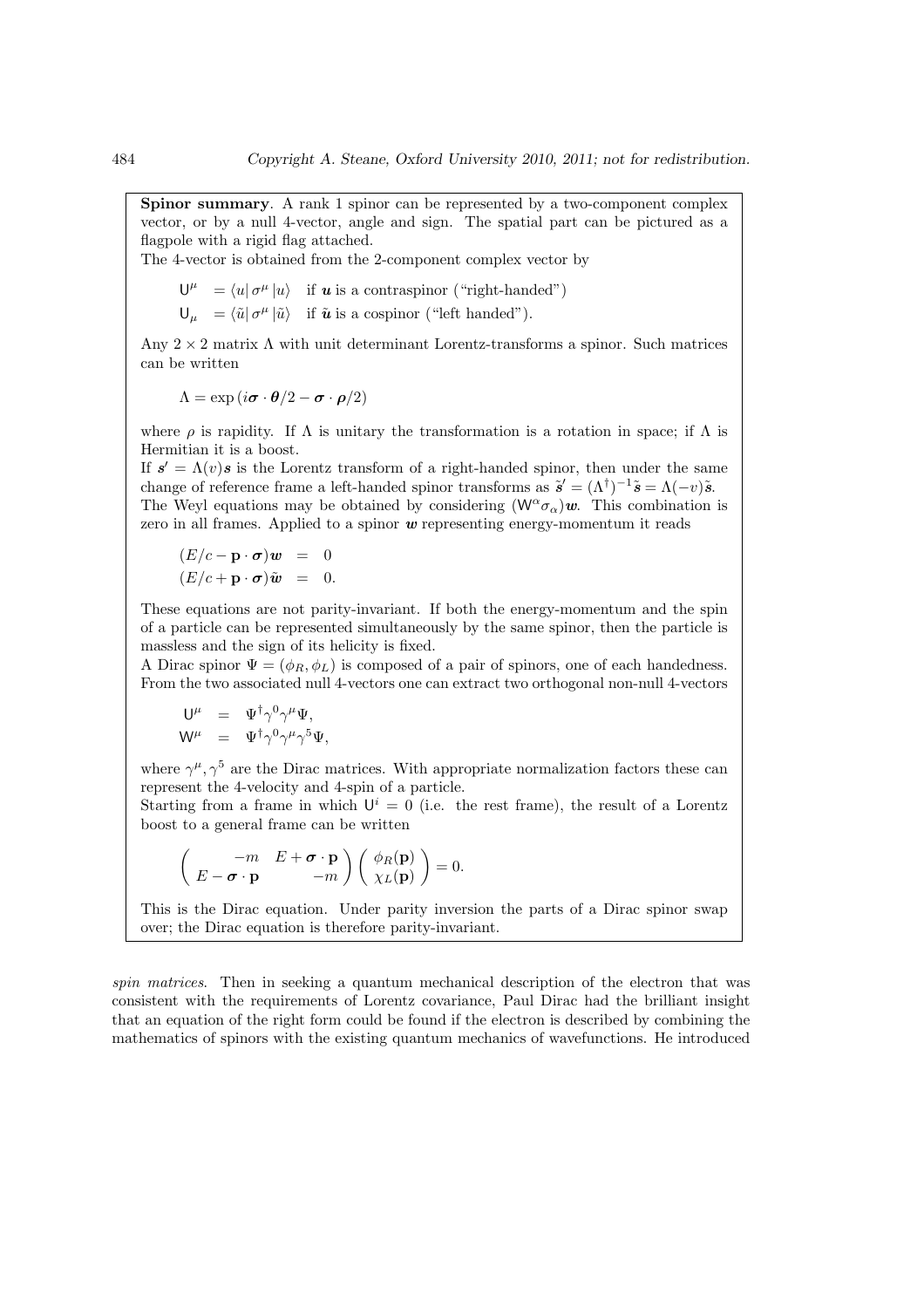**Spinor summary**. A rank 1 spinor can be represented by a two-component complex vector, or by a null 4-vector, angle and sign. The spatial part can be pictured as a flagpole with a rigid flag attached.

The 4-vector is obtained from the 2-component complex vector by

$$
\begin{aligned}
\mathsf{U}^{\mu} &= \langle u | \sigma^{\mu} | u \rangle \quad \text{if } \boldsymbol{u} \text{ is a contraspinor ("right-handed")} \\
\mathsf{U}_{\mu} &= \langle \tilde{u} | \sigma^{\mu} | \tilde{u} \rangle \quad \text{if } \tilde{\boldsymbol{u}} \text{ is a cospinor ("left handed").}
\end{aligned}
$$

Any $2 \times 2$ matrix $\Lambda$ with unit determinant Lorentz-transforms a spinor. Such matrices can be written

$$\Lambda = \exp\left(i\boldsymbol{\sigma} \cdot \boldsymbol{\theta}/2 - \boldsymbol{\sigma} \cdot \boldsymbol{\rho}/2\right)$$

where $\rho$ is rapidity. If $\Lambda$ is unitary the transformation is a rotation in space; if $\Lambda$ is Hermitian it is a boost.

If $\boldsymbol{s}' = \Lambda(v)\boldsymbol{s}$ is the Lorentz transform of a right-handed spinor, then under the same change of reference frame a left-handed spinor transforms as $\tilde{\boldsymbol{s}}' = (\Lambda^{\dagger})^{-1}\tilde{\boldsymbol{s}} = \Lambda(-v)\tilde{\boldsymbol{s}}$.

The Weyl equations may be obtained by considering $(\mathsf{W}^{\alpha}\sigma_{\alpha})\boldsymbol{w}$. This combination is zero in all frames. Applied to a spinor $\boldsymbol{w}$ representing energy-momentum it reads

$$
\begin{aligned}
(E/c - \mathbf{p} \cdot \boldsymbol{\sigma})\boldsymbol{w} &= 0 \\
(E/c + \mathbf{p} \cdot \boldsymbol{\sigma})\tilde{\boldsymbol{w}} &= 0.
\end{aligned}
$$

These equations are not parity-invariant. If both the energy-momentum and the spin of a particle can be represented simultaneously by the same spinor, then the particle is massless and the sign of its helicity is fixed.

A Dirac spinor $\Psi = (\phi_R, \phi_L)$ is composed of a pair of spinors, one of each handedness. From the two associated null 4-vectors one can extract two orthogonal non-null 4-vectors

$$
\begin{aligned}
\mathsf{U}^{\mu} &= \Psi^{\dagger}\gamma^{0}\gamma^{\mu}\Psi, \\
\mathsf{W}^{\mu} &= \Psi^{\dagger}\gamma^{0}\gamma^{\mu}\gamma^{5}\Psi,
\end{aligned}
$$

where $\gamma^{\mu}, \gamma^{5}$ are the Dirac matrices. With appropriate normalization factors these can represent the 4-velocity and 4-spin of a particle.

Starting from a frame in which $\mathsf{U}^{i} = 0$ (i.e. the rest frame), the result of a Lorentz boost to a general frame can be written

$$\begin{pmatrix} -m & E + \boldsymbol{\sigma} \cdot \mathbf{p} \\ E - \boldsymbol{\sigma} \cdot \mathbf{p} & -m \end{pmatrix} \begin{pmatrix} \phi_R(\mathbf{p}) \\ \chi_L(\mathbf{p}) \end{pmatrix} = 0.$$

This is the Dirac equation. Under parity inversion the parts of a Dirac spinor swap over; the Dirac equation is therefore parity-invariant.

*spin matrices*. Then in seeking a quantum mechanical description of the electron that was consistent with the requirements of Lorentz covariance, Paul Dirac had the brilliant insight that an equation of the right form could be found if the electron is described by combining the mathematics of spinors with the existing quantum mechanics of wavefunctions. He introduced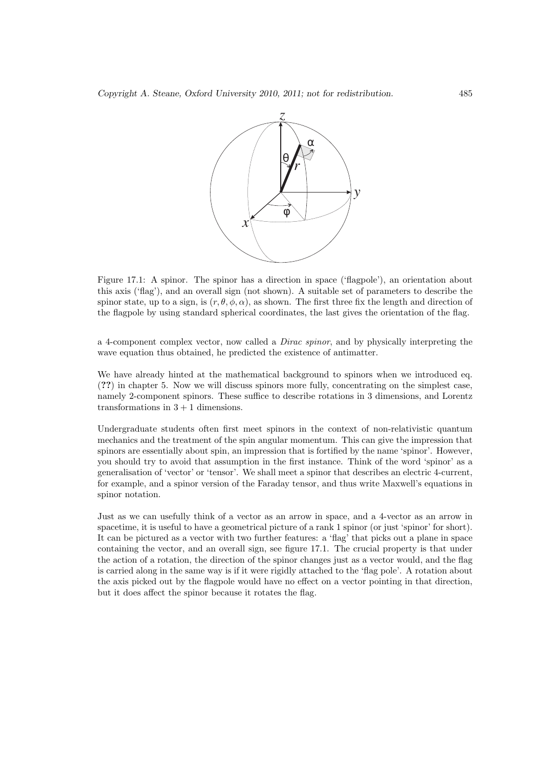Figure 17.1: A spinor. The spinor has a direction in space ('flagpole'), an orientation about this axis ('flag'), and an overall sign (not shown). A suitable set of parameters to describe the spinor state, up to a sign, is $(r, \theta, \phi, \alpha)$, as shown. The first three fix the length and direction of the flagpole by using standard spherical coordinates, the last gives the orientation of the flag.

a 4-component complex vector, now called a *Dirac spinor*, and by physically interpreting the wave equation thus obtained, he predicted the existence of antimatter.

We have already hinted at the mathematical background to spinors when we introduced eq. (**??**) in chapter 5. Now we will discuss spinors more fully, concentrating on the simplest case, namely 2-component spinors. These suffice to describe rotations in 3 dimensions, and Lorentz transformations in $3 + 1$ dimensions.

Undergraduate students often first meet spinors in the context of non-relativistic quantum mechanics and the treatment of the spin angular momentum. This can give the impression that spinors are essentially about spin, an impression that is fortified by the name 'spinor'. However, you should try to avoid that assumption in the first instance. Think of the word 'spinor' as a generalisation of 'vector' or 'tensor'. We shall meet a spinor that describes an electric 4-current, for example, and a spinor version of the Faraday tensor, and thus write Maxwell's equations in spinor notation.

Just as we can usefully think of a vector as an arrow in space, and a 4-vector as an arrow in spacetime, it is useful to have a geometrical picture of a rank 1 spinor (or just 'spinor' for short). It can be pictured as a vector with two further features: a 'flag' that picks out a plane in space containing the vector, and an overall sign, see figure 17.1. The crucial property is that under the action of a rotation, the direction of the spinor changes just as a vector would, and the flag is carried along in the same way is if it were rigidly attached to the 'flag pole'. A rotation about the axis picked out by the flagpole would have no effect on a vector pointing in that direction, but it does affect the spinor because it rotates the flag.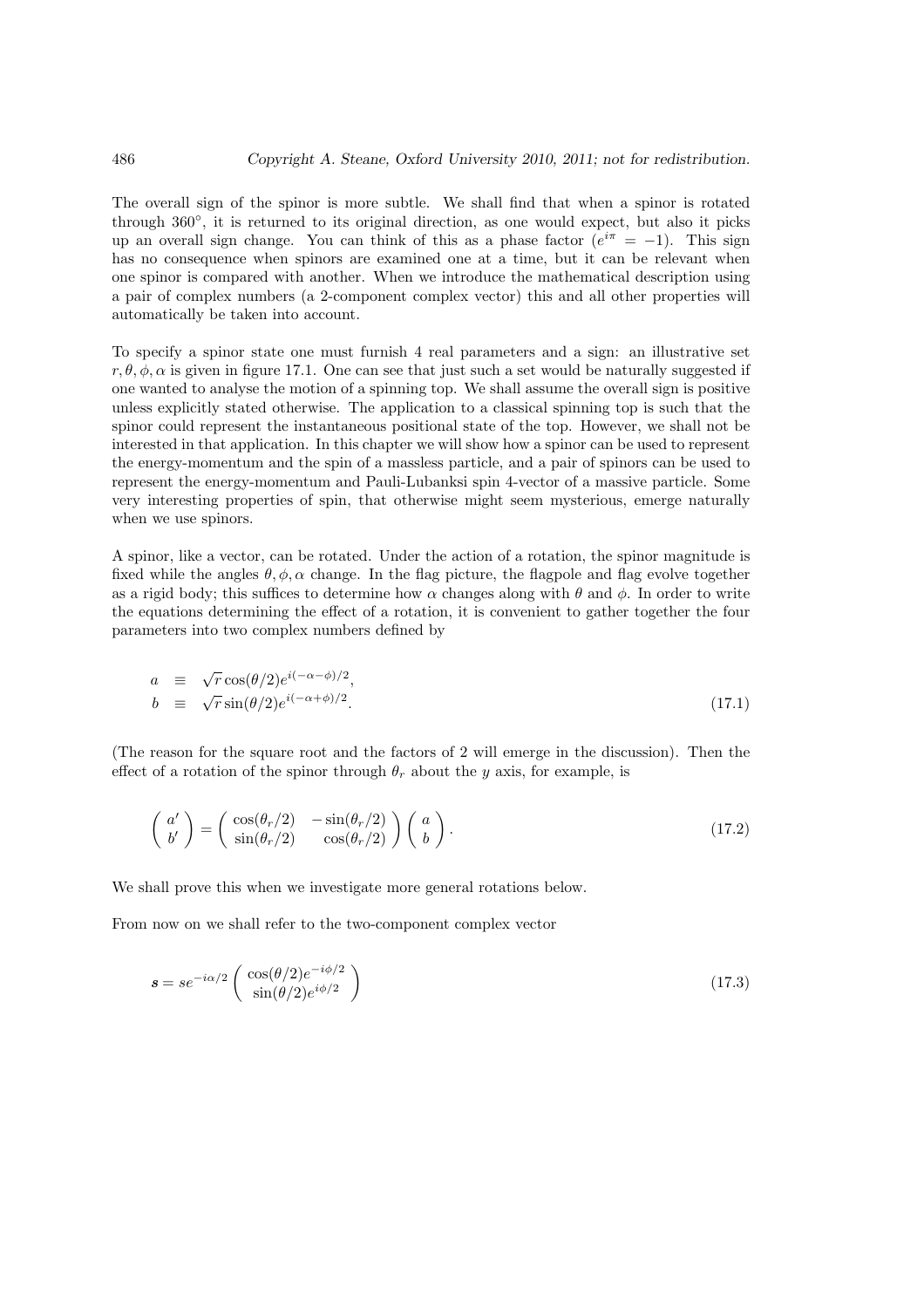The overall sign of the spinor is more subtle. We shall find that when a spinor is rotated through 360°, it is returned to its original direction, as one would expect, but also it picks up an overall sign change. You can think of this as a phase factor ($e^{i\pi} = -1$). This sign has no consequence when spinors are examined one at a time, but it can be relevant when one spinor is compared with another. When we introduce the mathematical description using a pair of complex numbers (a 2-component complex vector) this and all other properties will automatically be taken into account.

To specify a spinor state one must furnish 4 real parameters and a sign: an illustrative set $r, \theta, \phi, \alpha$ is given in figure 17.1. One can see that just such a set would be naturally suggested if one wanted to analyse the motion of a spinning top. We shall assume the overall sign is positive unless explicitly stated otherwise. The application to a classical spinning top is such that the spinor could represent the instantaneous positional state of the top. However, we shall not be interested in that application. In this chapter we will show how a spinor can be used to represent the energy-momentum and the spin of a massless particle, and a pair of spinors can be used to represent the energy-momentum and Pauli-Lubanksi spin 4-vector of a massive particle. Some very interesting properties of spin, that otherwise might seem mysterious, emerge naturally when we use spinors.

A spinor, like a vector, can be rotated. Under the action of a rotation, the spinor magnitude is fixed while the angles $\theta, \phi, \alpha$ change. In the flag picture, the flagpole and flag evolve together as a rigid body; this suffices to determine how $\alpha$ changes along with $\theta$ and $\phi$. In order to write the equations determining the effect of a rotation, it is convenient to gather together the four parameters into two complex numbers defined by

$$
\begin{aligned}
a &\equiv \sqrt{r}\cos(\theta/2)e^{i(-\alpha-\phi)/2}, \\
b &\equiv \sqrt{r}\sin(\theta/2)e^{i(-\alpha+\phi)/2}.
\end{aligned}
\tag{17.1}
$$

(The reason for the square root and the factors of 2 will emerge in the discussion). Then the effect of a rotation of the spinor through $\theta_r$ about the $y$ axis, for example, is

$$
\begin{pmatrix} a' \\ b' \end{pmatrix} = \begin{pmatrix} \cos(\theta_r/2) & -\sin(\theta_r/2) \\ \sin(\theta_r/2) & \cos(\theta_r/2) \end{pmatrix} \begin{pmatrix} a \\ b \end{pmatrix}.
\tag{17.2}
$$

We shall prove this when we investigate more general rotations below.

From now on we shall refer to the two-component complex vector

$$
\boldsymbol{s} = s e^{-i\alpha/2} \begin{pmatrix} \cos(\theta/2)e^{-i\phi/2} \\ \sin(\theta/2)e^{i\phi/2} \end{pmatrix}
\tag{17.3}
$$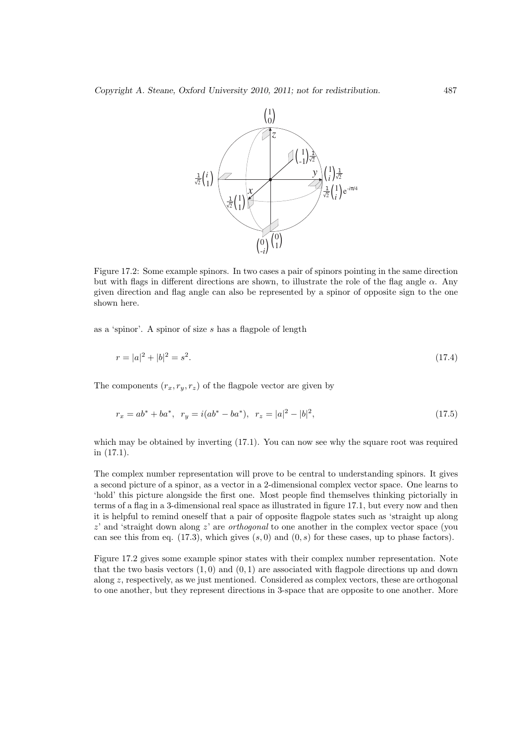Figure 17.2: Some example spinors. In two cases a pair of spinors pointing in the same direction but with flags in different directions are shown, to illustrate the role of the flag angle $\alpha$. Any given direction and flag angle can also be represented by a spinor of opposite sign to the one shown here.

as a 'spinor'. A spinor of size $s$ has a flagpole of length

$$r = |a|^2 + |b|^2 = s^2. \tag{17.4}$$

The components $(r_x, r_y, r_z)$ of the flagpole vector are given by

$$r_x = ab^* + ba^*, \quad r_y = i(ab^* - ba^*), \quad r_z = |a|^2 - |b|^2, \tag{17.5}$$

which may be obtained by inverting (17.1). You can now see why the square root was required in (17.1).

The complex number representation will prove to be central to understanding spinors. It gives a second picture of a spinor, as a vector in a 2-dimensional complex vector space. One learns to 'hold' this picture alongside the first one. Most people find themselves thinking pictorially in terms of a flag in a 3-dimensional real space as illustrated in figure 17.1, but every now and then it is helpful to remind oneself that a pair of opposite flagpole states such as 'straight up along $z$' and 'straight down along $z$' are *orthogonal* to one another in the complex vector space (you can see this from eq. (17.3), which gives $(s, 0)$ and $(0, s)$ for these cases, up to phase factors).

Figure 17.2 gives some example spinor states with their complex number representation. Note that the two basis vectors $(1, 0)$ and $(0, 1)$ are associated with flagpole directions up and down along $z$, respectively, as we just mentioned. Considered as complex vectors, these are orthogonal to one another, but they represent directions in 3-space that are opposite to one another. More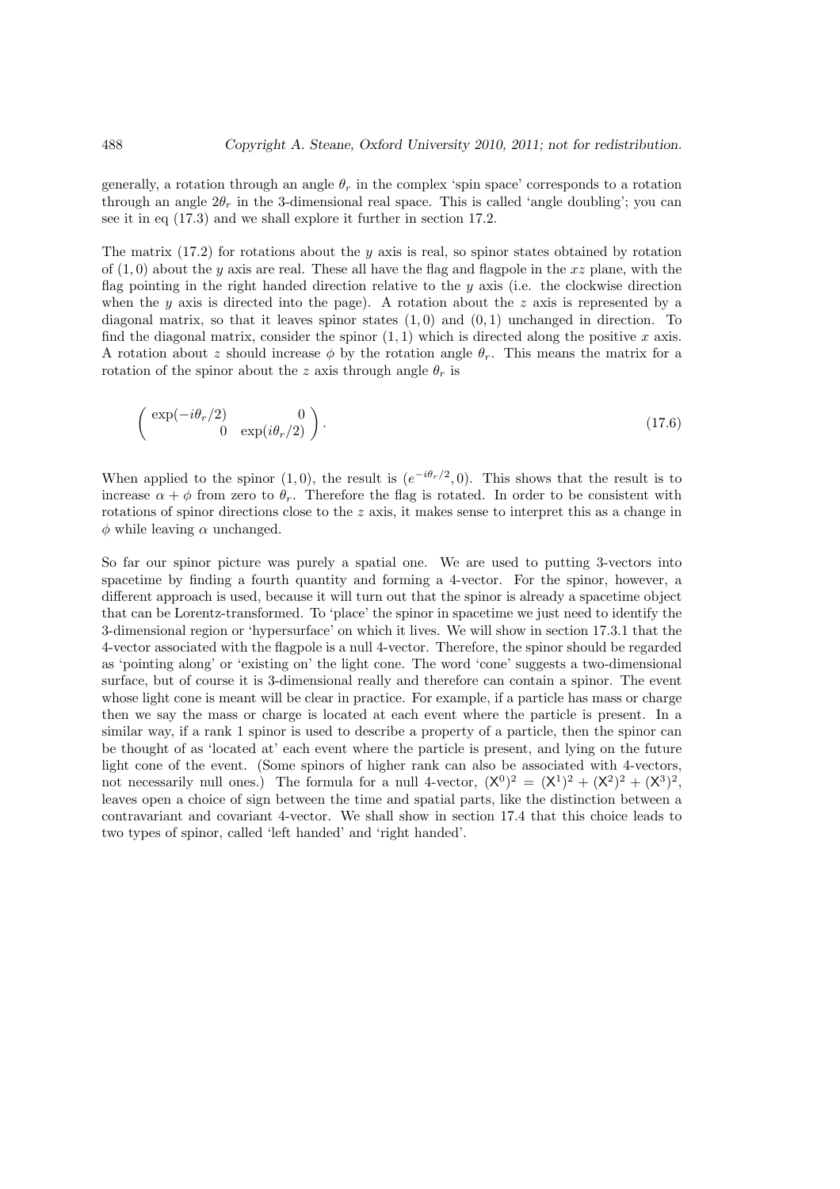generally, a rotation through an angle $\theta_r$ in the complex 'spin space' corresponds to a rotation through an angle $2\theta_r$ in the 3-dimensional real space. This is called 'angle doubling'; you can see it in eq (17.3) and we shall explore it further in section 17.2.

The matrix (17.2) for rotations about the $y$ axis is real, so spinor states obtained by rotation of $(1, 0)$ about the $y$ axis are real. These all have the flag and flagpole in the $xz$ plane, with the flag pointing in the right handed direction relative to the $y$ axis (i.e. the clockwise direction when the $y$ axis is directed into the page). A rotation about the $z$ axis is represented by a diagonal matrix, so that it leaves spinor states $(1, 0)$ and $(0, 1)$ unchanged in direction. To find the diagonal matrix, consider the spinor $(1, 1)$ which is directed along the positive $x$ axis. A rotation about $z$ should increase $\phi$ by the rotation angle $\theta_r$. This means the matrix for a rotation of the spinor about the $z$ axis through angle $\theta_r$ is

$$
\begin{pmatrix} \exp(-i\theta_r/2) & 0 \\ 0 & \exp(i\theta_r/2) \end{pmatrix}. \tag{17.6}
$$

When applied to the spinor $(1, 0)$, the result is $(e^{-i\theta_r/2}, 0)$. This shows that the result is to increase $\alpha + \phi$ from zero to $\theta_r$. Therefore the flag is rotated. In order to be consistent with rotations of spinor directions close to the $z$ axis, it makes sense to interpret this as a change in $\phi$ while leaving $\alpha$ unchanged.

So far our spinor picture was purely a spatial one. We are used to putting 3-vectors into spacetime by finding a fourth quantity and forming a 4-vector. For the spinor, however, a different approach is used, because it will turn out that the spinor is already a spacetime object that can be Lorentz-transformed. To 'place' the spinor in spacetime we just need to identify the 3-dimensional region or 'hypersurface' on which it lives. We will show in section 17.3.1 that the 4-vector associated with the flagpole is a null 4-vector. Therefore, the spinor should be regarded as 'pointing along' or 'existing on' the light cone. The word 'cone' suggests a two-dimensional surface, but of course it is 3-dimensional really and therefore can contain a spinor. The event whose light cone is meant will be clear in practice. For example, if a particle has mass or charge then we say the mass or charge is located at each event where the particle is present. In a similar way, if a rank 1 spinor is used to describe a property of a particle, then the spinor can be thought of as 'located at' each event where the particle is present, and lying on the future light cone of the event. (Some spinors of higher rank can also be associated with 4-vectors, not necessarily null ones.) The formula for a null 4-vector, $(\mathsf{X}^0)^2 = (\mathsf{X}^1)^2 + (\mathsf{X}^2)^2 + (\mathsf{X}^3)^2$, leaves open a choice of sign between the time and spatial parts, like the distinction between a contravariant and covariant 4-vector. We shall show in section 17.4 that this choice leads to two types of spinor, called 'left handed' and 'right handed'.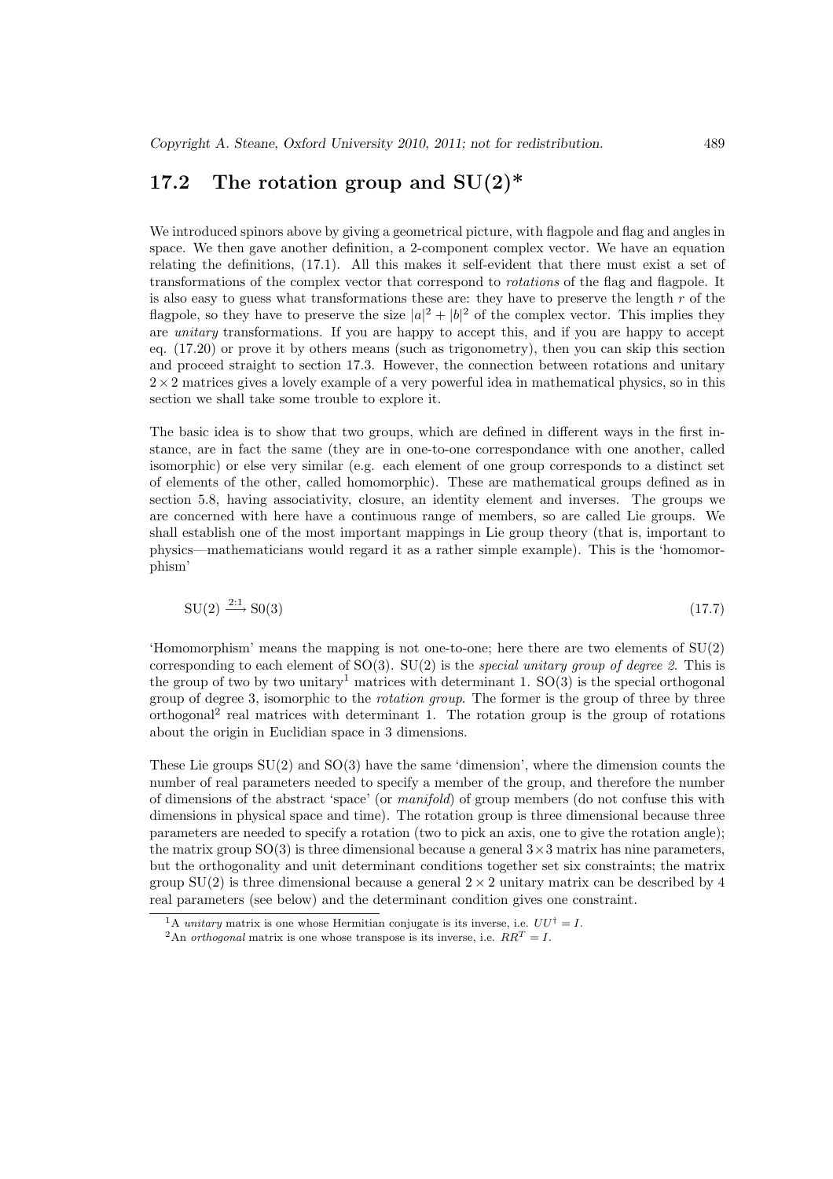## 17.2 The rotation group and SU(2)*

We introduced spinors above by giving a geometrical picture, with flagpole and flag and angles in space. We then gave another definition, a 2-component complex vector. We have an equation relating the definitions, (17.1). All this makes it self-evident that there must exist a set of transformations of the complex vector that correspond to *rotations* of the flag and flagpole. It is also easy to guess what transformations these are: they have to preserve the length $r$ of the flagpole, so they have to preserve the size $|a|^2 + |b|^2$ of the complex vector. This implies they are *unitary* transformations. If you are happy to accept this, and if you are happy to accept eq. (17.20) or prove it by others means (such as trigonometry), then you can skip this section and proceed straight to section 17.3. However, the connection between rotations and unitary $2 \times 2$ matrices gives a lovely example of a very powerful idea in mathematical physics, so in this section we shall take some trouble to explore it.

The basic idea is to show that two groups, which are defined in different ways in the first instance, are in fact the same (they are in one-to-one correspondance with one another, called isomorphic) or else very similar (e.g. each element of one group corresponds to a distinct set of elements of the other, called homomorphic). These are mathematical groups defined as in section 5.8, having associativity, closure, an identity element and inverses. The groups we are concerned with here have a continuous range of members, so are called Lie groups. We shall establish one of the most important mappings in Lie group theory (that is, important to physics—mathematicians would regard it as a rather simple example). This is the 'homomorphism'

$$\mathrm{SU}(2) \xrightarrow{2:1} \mathrm{S0}(3) \tag{17.7}$$

'Homomorphism' means the mapping is not one-to-one; here there are two elements of SU(2) corresponding to each element of SO(3). SU(2) is the *special unitary group of degree 2*. This is the group of two by two unitary[1] matrices with determinant 1. SO(3) is the special orthogonal group of degree 3, isomorphic to the *rotation group*. The former is the group of three by three orthogonal[2] real matrices with determinant 1. The rotation group is the group of rotations about the origin in Euclidian space in 3 dimensions.

These Lie groups SU(2) and SO(3) have the same 'dimension', where the dimension counts the number of real parameters needed to specify a member of the group, and therefore the number of dimensions of the abstract 'space' (or *manifold*) of group members (do not confuse this with dimensions in physical space and time). The rotation group is three dimensional because three parameters are needed to specify a rotation (two to pick an axis, one to give the rotation angle); the matrix group SO(3) is three dimensional because a general $3 \times 3$ matrix has nine parameters, but the orthogonality and unit determinant conditions together set six constraints; the matrix group SU(2) is three dimensional because a general $2 \times 2$ unitary matrix can be described by 4 real parameters (see below) and the determinant condition gives one constraint.

[1] A *unitary* matrix is one whose Hermitian conjugate is its inverse, i.e. $UU^\dagger = I$.

[2] An *orthogonal* matrix is one whose transpose is its inverse, i.e. $RR^T = I$.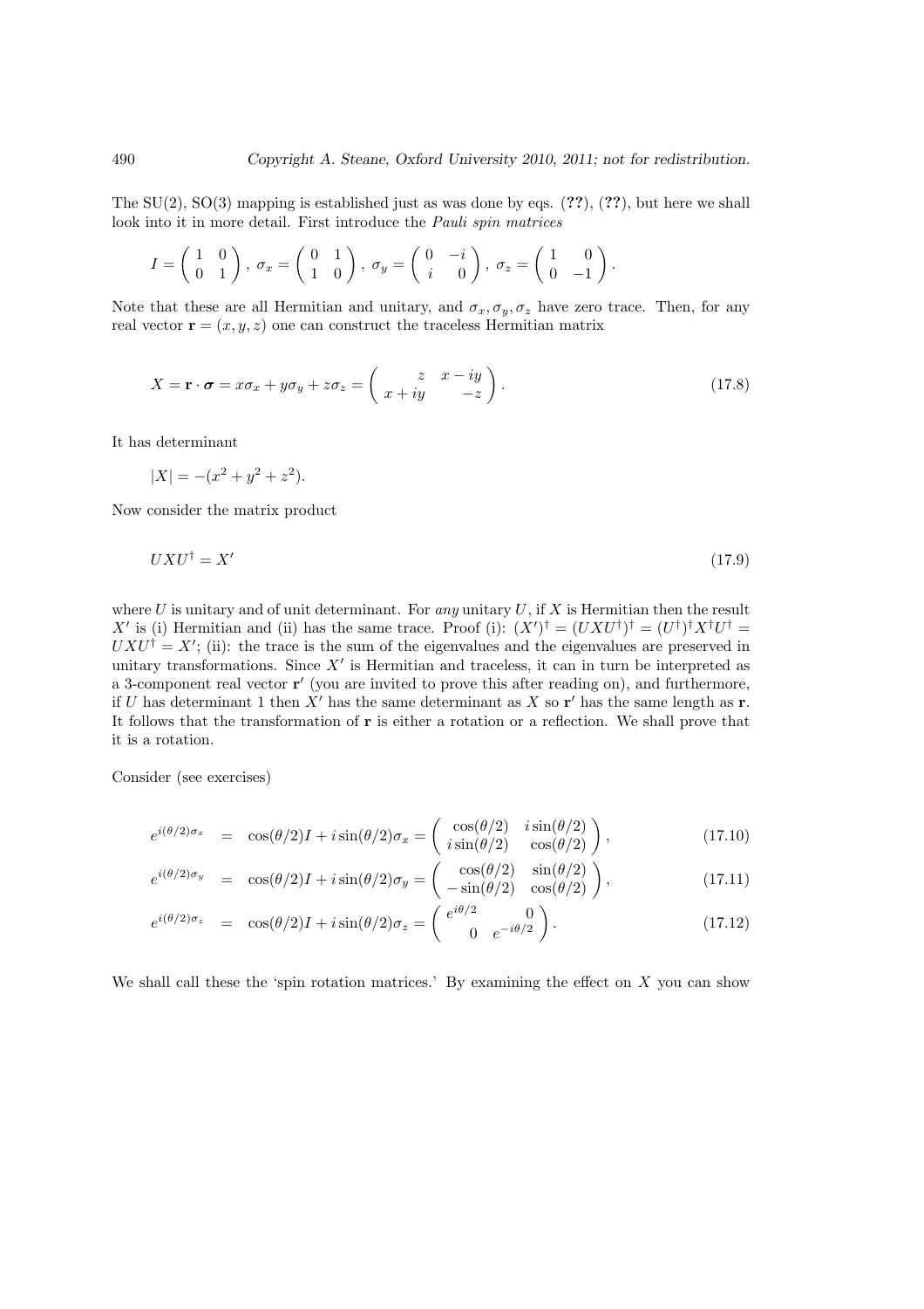The SU(2), SO(3) mapping is established just as was done by eqs. (**??**), (**??**), but here we shall look into it in more detail. First introduce the *Pauli spin matrices*

$$I = \begin{pmatrix} 1 & 0 \\ 0 & 1 \end{pmatrix}, \; \sigma_x = \begin{pmatrix} 0 & 1 \\ 1 & 0 \end{pmatrix}, \; \sigma_y = \begin{pmatrix} 0 & -i \\ i & 0 \end{pmatrix}, \; \sigma_z = \begin{pmatrix} 1 & 0 \\ 0 & -1 \end{pmatrix}.$$

Note that these are all Hermitian and unitary, and $\sigma_x, \sigma_y, \sigma_z$ have zero trace. Then, for any real vector $\mathbf{r} = (x, y, z)$ one can construct the traceless Hermitian matrix

$$X = \mathbf{r} \cdot \boldsymbol{\sigma} = x\sigma_x + y\sigma_y + z\sigma_z = \begin{pmatrix} z & x - iy \\ x + iy & -z \end{pmatrix}. \tag{17.8}$$

It has determinant

$$|X| = -(x^2 + y^2 + z^2).$$

Now consider the matrix product

$$UXU^\dagger = X' \tag{17.9}$$

where $U$ is unitary and of unit determinant. For *any* unitary $U$, if $X$ is Hermitian then the result $X'$ is (i) Hermitian and (ii) has the same trace. Proof (i): $(X')^\dagger = (UXU^\dagger)^\dagger = (U^\dagger)^\dagger X^\dagger U^\dagger = UXU^\dagger = X'$; (ii): the trace is the sum of the eigenvalues and the eigenvalues are preserved in unitary transformations. Since $X'$ is Hermitian and traceless, it can in turn be interpreted as a 3-component real vector $\mathbf{r}'$ (you are invited to prove this after reading on), and furthermore, if $U$ has determinant 1 then $X'$ has the same determinant as $X$ so $\mathbf{r}'$ has the same length as $\mathbf{r}$. It follows that the transformation of $\mathbf{r}$ is either a rotation or a reflection. We shall prove that it is a rotation.

Consider (see exercises)

$$e^{i(\theta/2)\sigma_x} = \cos(\theta/2)I + i\sin(\theta/2)\sigma_x = \begin{pmatrix} \cos(\theta/2) & i\sin(\theta/2) \\ i\sin(\theta/2) & \cos(\theta/2) \end{pmatrix}, \tag{17.10}$$

$$e^{i(\theta/2)\sigma_y} = \cos(\theta/2)I + i\sin(\theta/2)\sigma_y = \begin{pmatrix} \cos(\theta/2) & \sin(\theta/2) \\ -\sin(\theta/2) & \cos(\theta/2) \end{pmatrix}, \tag{17.11}$$

$$e^{i(\theta/2)\sigma_z} = \cos(\theta/2)I + i\sin(\theta/2)\sigma_z = \begin{pmatrix} e^{i\theta/2} & 0 \\ 0 & e^{-i\theta/2} \end{pmatrix}. \tag{17.12}$$

We shall call these the 'spin rotation matrices.' By examining the effect on $X$ you can show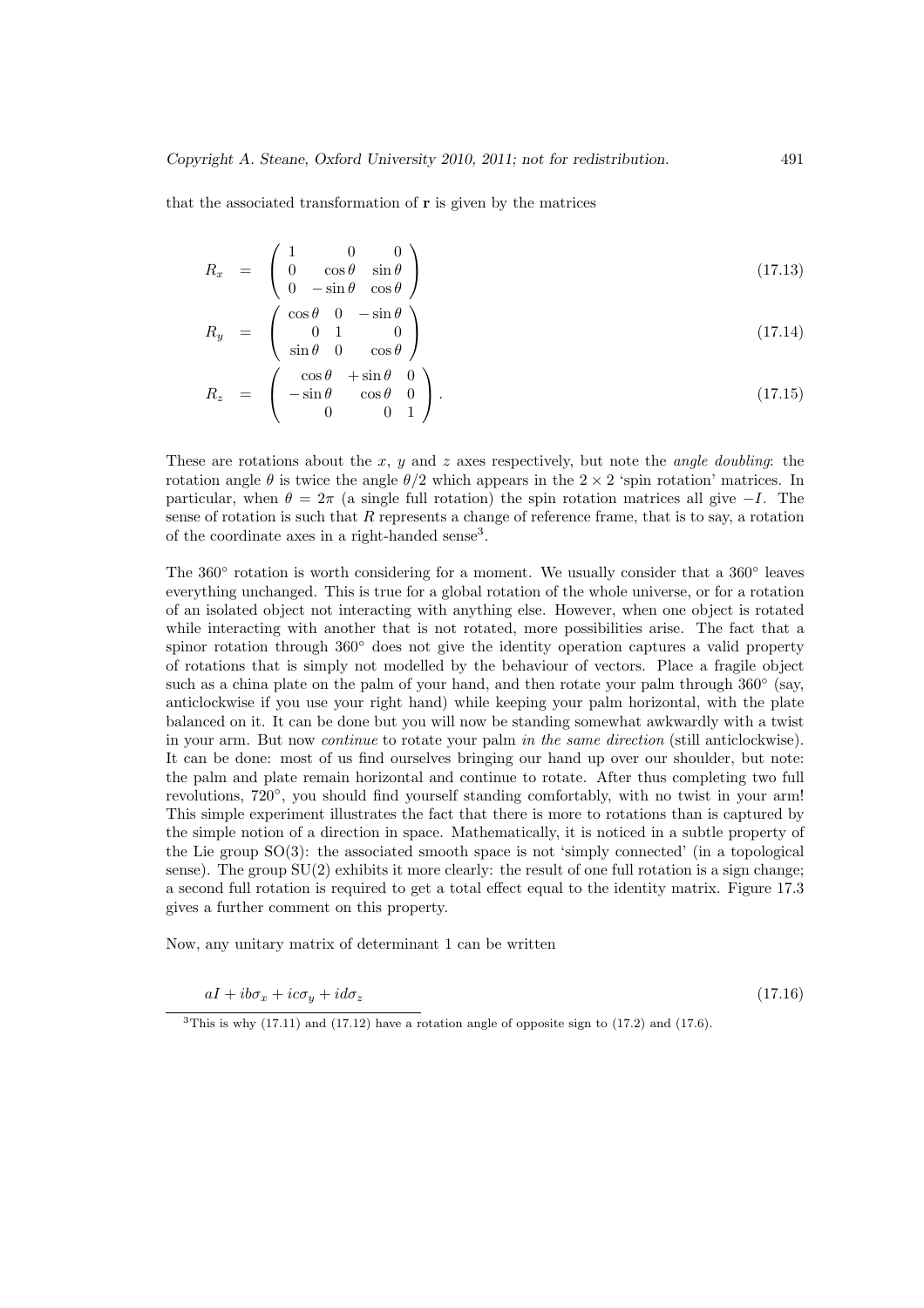that the associated transformation of $\mathbf{r}$ is given by the matrices

$$R_x = \begin{pmatrix} 1 & 0 & 0 \\ 0 & \cos\theta & \sin\theta \\ 0 & -\sin\theta & \cos\theta \end{pmatrix} \tag{17.13}$$

$$R_y = \begin{pmatrix} \cos\theta & 0 & -\sin\theta \\ 0 & 1 & 0 \\ \sin\theta & 0 & \cos\theta \end{pmatrix} \tag{17.14}$$

$$R_z = \begin{pmatrix} \cos\theta & +\sin\theta & 0 \\ -\sin\theta & \cos\theta & 0 \\ 0 & 0 & 1 \end{pmatrix}. \tag{17.15}$$

These are rotations about the $x$, $y$ and $z$ axes respectively, but note the *angle doubling*: the rotation angle $\theta$ is twice the angle $\theta/2$ which appears in the $2 \times 2$ 'spin rotation' matrices. In particular, when $\theta = 2\pi$ (a single full rotation) the spin rotation matrices all give $-I$. The sense of rotation is such that $R$ represents a change of reference frame, that is to say, a rotation of the coordinate axes in a right-handed sense[3].

The $360^\circ$ rotation is worth considering for a moment. We usually consider that a $360^\circ$ leaves everything unchanged. This is true for a global rotation of the whole universe, or for a rotation of an isolated object not interacting with anything else. However, when one object is rotated while interacting with another that is not rotated, more possibilities arise. The fact that a spinor rotation through $360^\circ$ does not give the identity operation captures a valid property of rotations that is simply not modelled by the behaviour of vectors. Place a fragile object such as a china plate on the palm of your hand, and then rotate your palm through $360^\circ$ (say, anticlockwise if you use your right hand) while keeping your palm horizontal, with the plate balanced on it. It can be done but you will now be standing somewhat awkwardly with a twist in your arm. But now *continue* to rotate your palm *in the same direction* (still anticlockwise). It can be done: most of us find ourselves bringing our hand up over our shoulder, but note: the palm and plate remain horizontal and continue to rotate. After thus completing two full revolutions, $720^\circ$, you should find yourself standing comfortably, with no twist in your arm! This simple experiment illustrates the fact that there is more to rotations than is captured by the simple notion of a direction in space. Mathematically, it is noticed in a subtle property of the Lie group SO(3): the associated smooth space is not 'simply connected' (in a topological sense). The group SU(2) exhibits it more clearly: the result of one full rotation is a sign change; a second full rotation is required to get a total effect equal to the identity matrix. Figure 17.3 gives a further comment on this property.

Now, any unitary matrix of determinant 1 can be written

$$aI + ib\sigma_x + ic\sigma_y + id\sigma_z \tag{17.16}$$

[3] This is why (17.11) and (17.12) have a rotation angle of opposite sign to (17.2) and (17.6).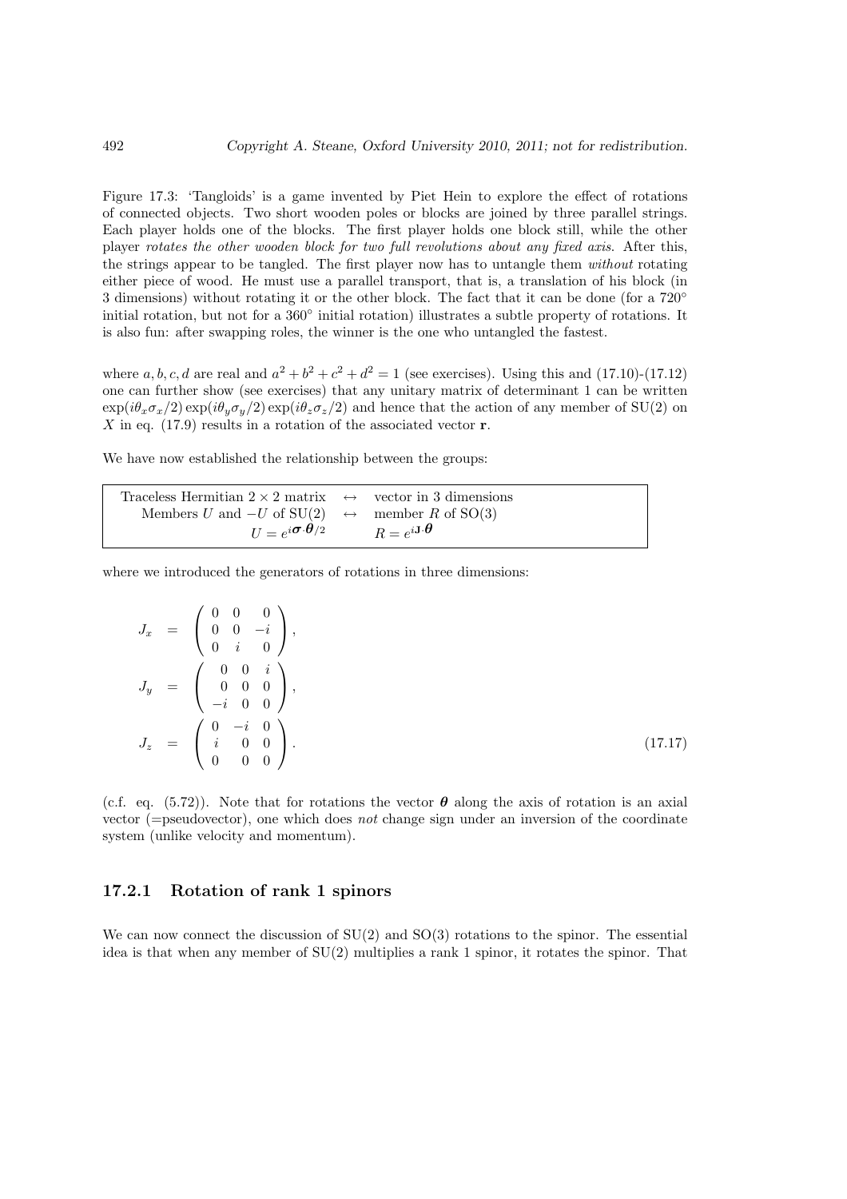Figure 17.3: 'Tangloids' is a game invented by Piet Hein to explore the effect of rotations of connected objects. Two short wooden poles or blocks are joined by three parallel strings. Each player holds one of the blocks. The first player holds one block still, while the other player *rotates the other wooden block for two full revolutions about any fixed axis*. After this, the strings appear to be tangled. The first player now has to untangle them *without* rotating either piece of wood. He must use a parallel transport, that is, a translation of his block (in 3 dimensions) without rotating it or the other block. The fact that it can be done (for a 720° initial rotation, but not for a 360° initial rotation) illustrates a subtle property of rotations. It is also fun: after swapping roles, the winner is the one who untangled the fastest.

where $a, b, c, d$ are real and $a^2 + b^2 + c^2 + d^2 = 1$ (see exercises). Using this and (17.10)-(17.12) one can further show (see exercises) that any unitary matrix of determinant 1 can be written $\exp(i\theta_x\sigma_x/2)\exp(i\theta_y\sigma_y/2)\exp(i\theta_z\sigma_z/2)$ and hence that the action of any member of SU(2) on $X$ in eq. (17.9) results in a rotation of the associated vector $\mathbf{r}$.

We have now established the relationship between the groups:

| | | |
|---|---|---|
| Traceless Hermitian $2 \times 2$ matrix | $\leftrightarrow$ | vector in 3 dimensions |
| Members $U$ and $-U$ of SU(2) | $\leftrightarrow$ | member $R$ of SO(3) |
| $U = e^{i\boldsymbol{\sigma}\cdot\boldsymbol{\theta}/2}$ | | $R = e^{i\mathbf{J}\cdot\boldsymbol{\theta}}$ |

where we introduced the generators of rotations in three dimensions:

$$
\begin{aligned}
J_x &= \begin{pmatrix} 0 & 0 & 0 \\ 0 & 0 & -i \\ 0 & i & 0 \end{pmatrix}, \\
J_y &= \begin{pmatrix} 0 & 0 & i \\ 0 & 0 & 0 \\ -i & 0 & 0 \end{pmatrix}, \\
J_z &= \begin{pmatrix} 0 & -i & 0 \\ i & 0 & 0 \\ 0 & 0 & 0 \end{pmatrix}.
\end{aligned}
\tag{17.17}
$$

(c.f. eq. (5.72)). Note that for rotations the vector $\boldsymbol{\theta}$ along the axis of rotation is an axial vector (=pseudovector), one which does *not* change sign under an inversion of the coordinate system (unlike velocity and momentum).

### 17.2.1 Rotation of rank 1 spinors

We can now connect the discussion of SU(2) and SO(3) rotations to the spinor. The essential idea is that when any member of SU(2) multiplies a rank 1 spinor, it rotates the spinor. That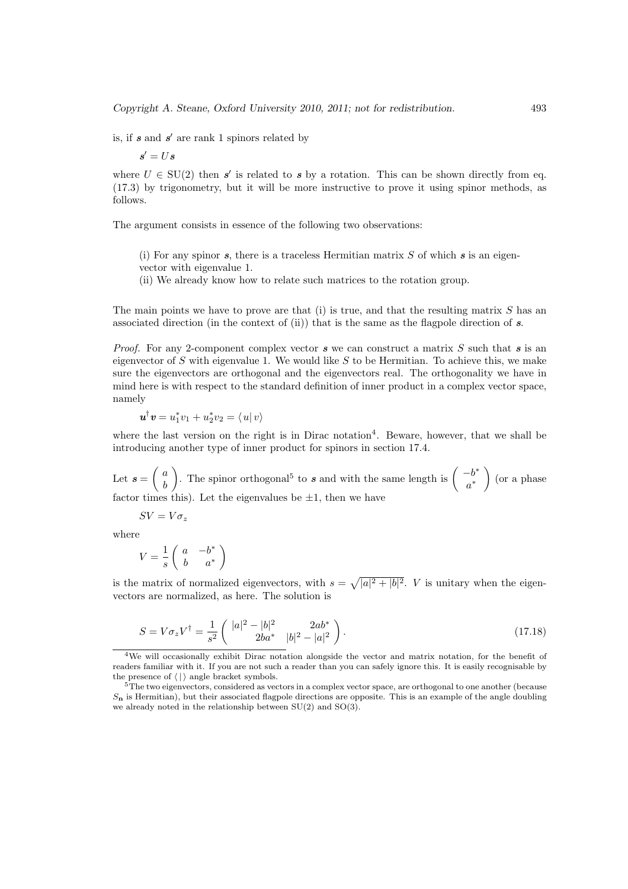is, if $\boldsymbol{s}$ and $\boldsymbol{s}'$ are rank 1 spinors related by

$$\boldsymbol{s}' = U\boldsymbol{s}$$

where $U \in \mathrm{SU}(2)$ then $\boldsymbol{s}'$ is related to $\boldsymbol{s}$ by a rotation. This can be shown directly from eq. (17.3) by trigonometry, but it will be more instructive to prove it using spinor methods, as follows.

The argument consists in essence of the following two observations:

> (i) For any spinor $\boldsymbol{s}$, there is a traceless Hermitian matrix $S$ of which $\boldsymbol{s}$ is an eigenvector with eigenvalue 1.
> (ii) We already know how to relate such matrices to the rotation group.

The main points we have to prove are that (i) is true, and that the resulting matrix $S$ has an associated direction (in the context of (ii)) that is the same as the flagpole direction of $\boldsymbol{s}$.

*Proof.* For any 2-component complex vector $\boldsymbol{s}$ we can construct a matrix $S$ such that $\boldsymbol{s}$ is an eigenvector of $S$ with eigenvalue 1. We would like $S$ to be Hermitian. To achieve this, we make sure the eigenvectors are orthogonal and the eigenvectors real. The orthogonality we have in mind here is with respect to the standard definition of inner product in a complex vector space, namely

$$\boldsymbol{u}^\dagger \boldsymbol{v} = u_1^* v_1 + u_2^* v_2 = \langle u | \, v \rangle$$

where the last version on the right is in Dirac notation[4]. Beware, however, that we shall be introducing another type of inner product for spinors in section 17.4.

Let $\boldsymbol{s} = \begin{pmatrix} a \\ b \end{pmatrix}$. The spinor orthogonal[5] to $\boldsymbol{s}$ and with the same length is $\begin{pmatrix} -b^* \\ a^* \end{pmatrix}$ (or a phase factor times this). Let the eigenvalues be $\pm 1$, then we have

$$SV = V\sigma_z$$

where

$$V = \frac{1}{s}\begin{pmatrix} a & -b^* \\ b & a^* \end{pmatrix}$$

is the matrix of normalized eigenvectors, with $s = \sqrt{|a|^2 + |b|^2}$. $V$ is unitary when the eigenvectors are normalized, as here. The solution is

$$S = V\sigma_z V^\dagger = \frac{1}{s^2}\begin{pmatrix} |a|^2 - |b|^2 & 2ab^* \\ 2ba^* & |b|^2 - |a|^2 \end{pmatrix}. \tag{17.18}$$

---

[4] We will occasionally exhibit Dirac notation alongside the vector and matrix notation, for the benefit of readers familiar with it. If you are not such a reader than you can safely ignore this. It is easily recognisable by the presence of $\langle \, | \, \rangle$ angle bracket symbols.

[5] The two eigenvectors, considered as vectors in a complex vector space, are orthogonal to one another (because $S_{\mathbf{n}}$ is Hermitian), but their associated flagpole directions are opposite. This is an example of the angle doubling we already noted in the relationship between SU(2) and SO(3).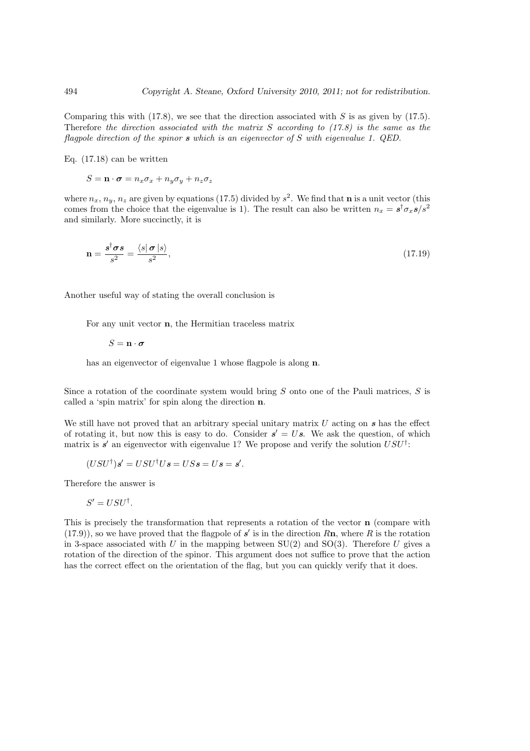Comparing this with (17.8), we see that the direction associated with $S$ is as given by (17.5). Therefore *the direction associated with the matrix $S$ according to (17.8) is the same as the flagpole direction of the spinor $\boldsymbol{s}$ which is an eigenvector of $S$ with eigenvalue 1. QED.*

Eq. (17.18) can be written

$$S = \mathbf{n} \cdot \boldsymbol{\sigma} = n_x \sigma_x + n_y \sigma_y + n_z \sigma_z$$

where $n_x$, $n_y$, $n_z$ are given by equations (17.5) divided by $s^2$. We find that $\mathbf{n}$ is a unit vector (this comes from the choice that the eigenvalue is 1). The result can also be written $n_x = \boldsymbol{s}^\dagger \sigma_x \boldsymbol{s}/s^2$ and similarly. More succinctly, it is

$$\mathbf{n} = \frac{\boldsymbol{s}^\dagger \boldsymbol{\sigma} \boldsymbol{s}}{s^2} = \frac{\langle s | \, \boldsymbol{\sigma} \, | s \rangle}{s^2}, \tag{17.19}$$

Another useful way of stating the overall conclusion is

> For any unit vector $\mathbf{n}$, the Hermitian traceless matrix
>
> $$S = \mathbf{n} \cdot \boldsymbol{\sigma}$$
>
> has an eigenvector of eigenvalue 1 whose flagpole is along $\mathbf{n}$.

Since a rotation of the coordinate system would bring $S$ onto one of the Pauli matrices, $S$ is called a 'spin matrix' for spin along the direction $\mathbf{n}$.

We still have not proved that an arbitrary special unitary matrix $U$ acting on $\boldsymbol{s}$ has the effect of rotating it, but now this is easy to do. Consider $\boldsymbol{s}' = U\boldsymbol{s}$. We ask the question, of which matrix is $\boldsymbol{s}'$ an eigenvector with eigenvalue 1? We propose and verify the solution $USU^\dagger$:

$$(USU^\dagger)\boldsymbol{s}' = USU^\dagger U \boldsymbol{s} = US\boldsymbol{s} = U\boldsymbol{s} = \boldsymbol{s}'.$$

Therefore the answer is

$$S' = USU^\dagger.$$

This is precisely the transformation that represents a rotation of the vector $\mathbf{n}$ (compare with (17.9)), so we have proved that the flagpole of $\boldsymbol{s}'$ is in the direction $R\mathbf{n}$, where $R$ is the rotation in 3-space associated with $U$ in the mapping between SU(2) and SO(3). Therefore $U$ gives a rotation of the direction of the spinor. This argument does not suffice to prove that the action has the correct effect on the orientation of the flag, but you can quickly verify that it does.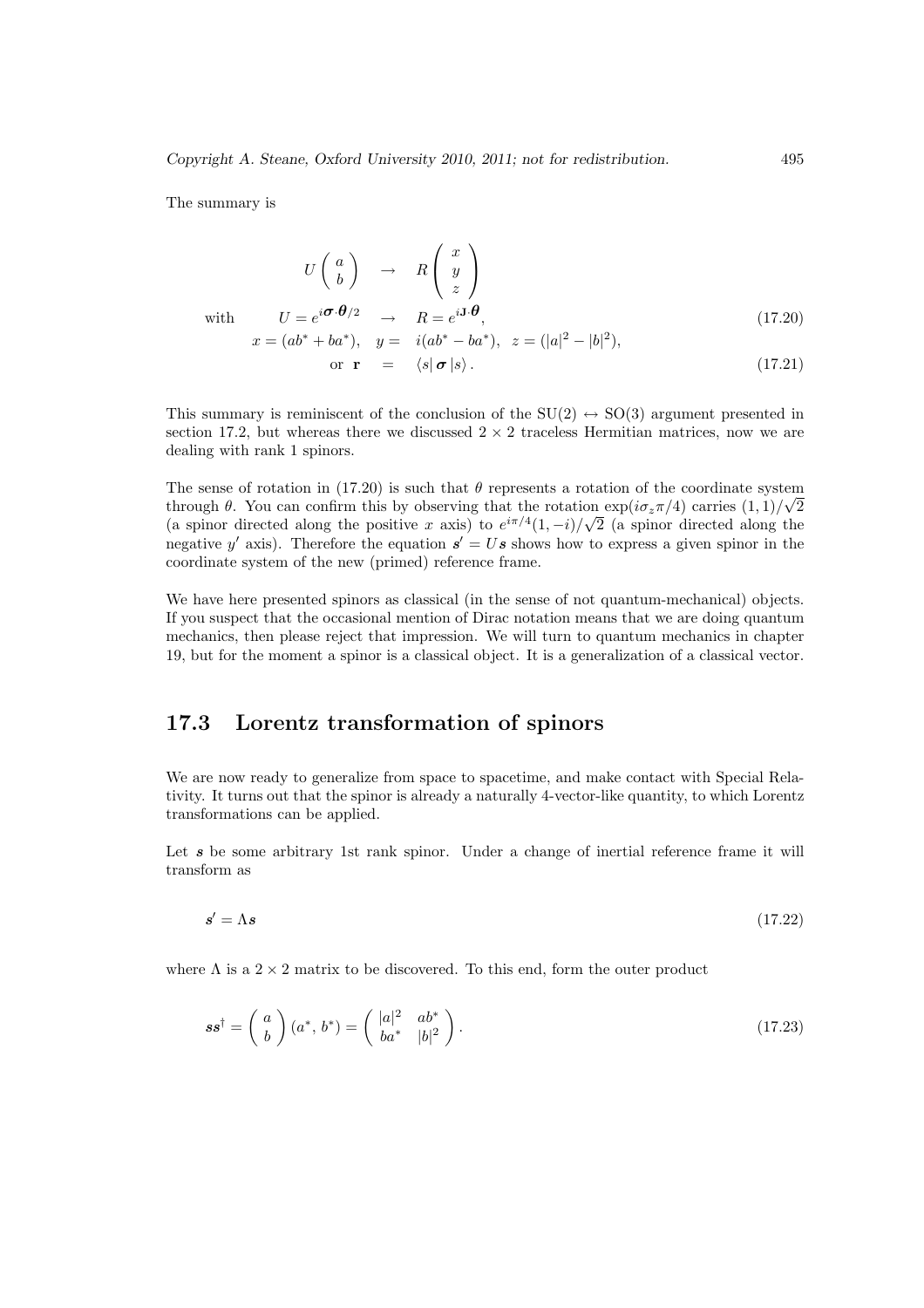The summary is

$$
\begin{aligned}
U \begin{pmatrix} a \\ b \end{pmatrix} \quad &\to \quad R \begin{pmatrix} x \\ y \\ z \end{pmatrix} \\
\text{with} \qquad U = e^{i\boldsymbol{\sigma}\cdot\boldsymbol{\theta}/2} \quad &\to \quad R = e^{i\mathbf{J}\cdot\boldsymbol{\theta}}, \qquad (17.20) \\
x = (ab^* + ba^*), \quad y = \; &i(ab^* - ba^*), \quad z = (|a|^2 - |b|^2), \\
\text{or } \mathbf{r} \;\; &= \;\; \langle s|\, \boldsymbol{\sigma}\, |s\rangle . \qquad (17.21)
\end{aligned}
$$

This summary is reminiscent of the conclusion of the SU(2) $\leftrightarrow$ SO(3) argument presented in section 17.2, but whereas there we discussed $2 \times 2$ traceless Hermitian matrices, now we are dealing with rank 1 spinors.

The sense of rotation in (17.20) is such that $\theta$ represents a rotation of the coordinate system through $\theta$. You can confirm this by observing that the rotation $\exp(i\sigma_z \pi/4)$ carries $(1, 1)/\sqrt{2}$ (a spinor directed along the positive $x$ axis) to $e^{i\pi/4}(1, -i)/\sqrt{2}$ (a spinor directed along the negative $y'$ axis). Therefore the equation $\boldsymbol{s}' = U\boldsymbol{s}$ shows how to express a given spinor in the coordinate system of the new (primed) reference frame.

We have here presented spinors as classical (in the sense of not quantum-mechanical) objects. If you suspect that the occasional mention of Dirac notation means that we are doing quantum mechanics, then please reject that impression. We will turn to quantum mechanics in chapter 19, but for the moment a spinor is a classical object. It is a generalization of a classical vector.

## 17.3 Lorentz transformation of spinors

We are now ready to generalize from space to spacetime, and make contact with Special Relativity. It turns out that the spinor is already a naturally 4-vector-like quantity, to which Lorentz transformations can be applied.

Let $\boldsymbol{s}$ be some arbitrary 1st rank spinor. Under a change of inertial reference frame it will transform as

$$
\boldsymbol{s}' = \Lambda \boldsymbol{s} \qquad (17.22)
$$

where $\Lambda$ is a $2 \times 2$ matrix to be discovered. To this end, form the outer product

$$
\boldsymbol{s}\boldsymbol{s}^\dagger = \begin{pmatrix} a \\ b \end{pmatrix} (a^*,\, b^*) = \begin{pmatrix} |a|^2 & ab^* \\ ba^* & |b|^2 \end{pmatrix}. \qquad (17.23)
$$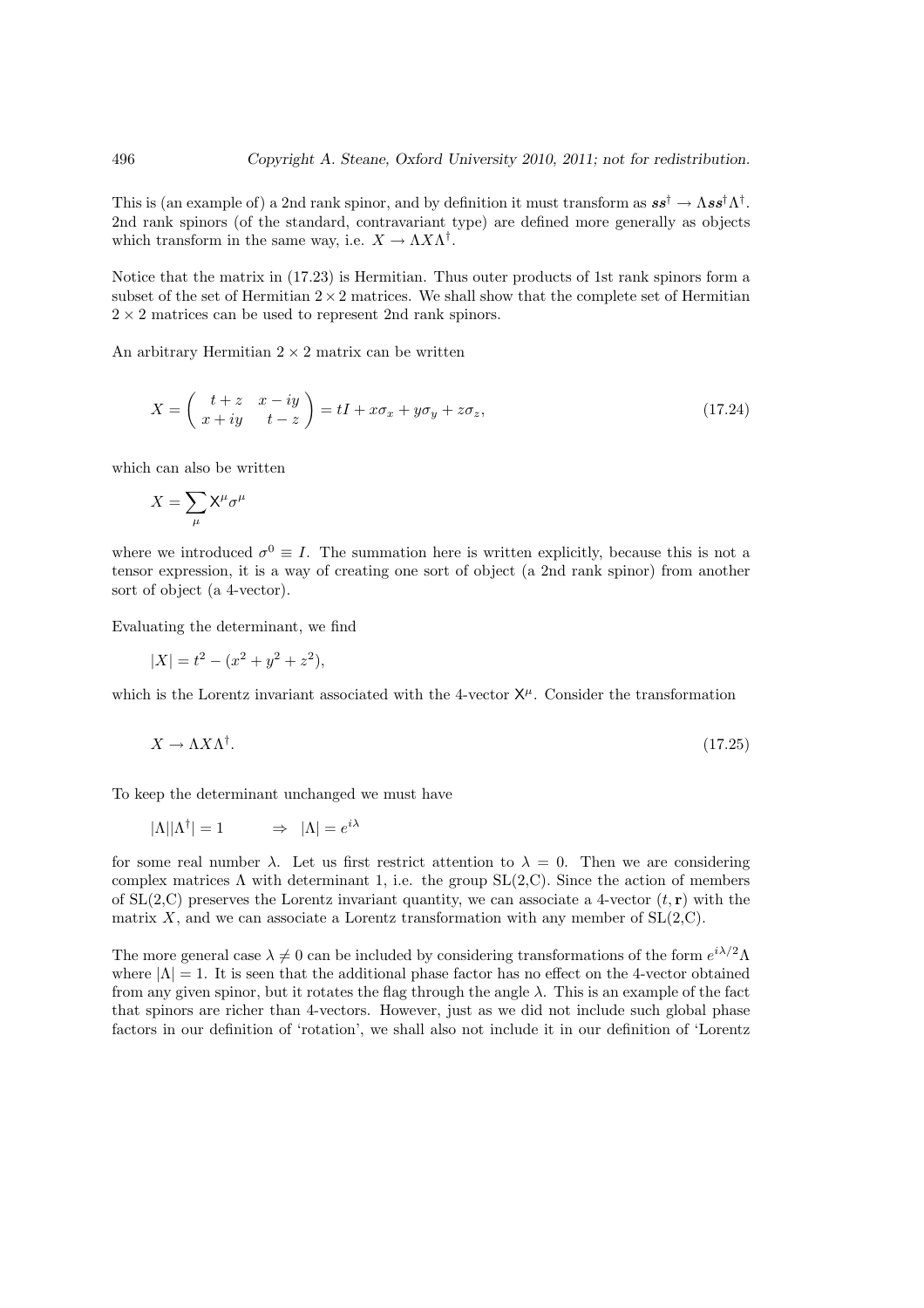This is (an example of) a 2nd rank spinor, and by definition it must transform as $\boldsymbol{s}\boldsymbol{s}^\dagger \to \Lambda \boldsymbol{s}\boldsymbol{s}^\dagger \Lambda^\dagger$. 2nd rank spinors (of the standard, contravariant type) are defined more generally as objects which transform in the same way, i.e. $X \to \Lambda X \Lambda^\dagger$.

Notice that the matrix in (17.23) is Hermitian. Thus outer products of 1st rank spinors form a subset of the set of Hermitian $2 \times 2$ matrices. We shall show that the complete set of Hermitian $2 \times 2$ matrices can be used to represent 2nd rank spinors.

An arbitrary Hermitian $2 \times 2$ matrix can be written

$$X = \begin{pmatrix} t+z & x-iy \\ x+iy & t-z \end{pmatrix} = tI + x\sigma_x + y\sigma_y + z\sigma_z, \tag{17.24}$$

which can also be written

$$X = \sum_\mu \mathsf{X}^\mu \sigma^\mu$$

where we introduced $\sigma^0 \equiv I$. The summation here is written explicitly, because this is not a tensor expression, it is a way of creating one sort of object (a 2nd rank spinor) from another sort of object (a 4-vector).

Evaluating the determinant, we find

$$|X| = t^2 - (x^2 + y^2 + z^2),$$

which is the Lorentz invariant associated with the 4-vector $\mathsf{X}^\mu$. Consider the transformation

$$X \to \Lambda X \Lambda^\dagger. \tag{17.25}$$

To keep the determinant unchanged we must have

$$|\Lambda||\Lambda^\dagger| = 1 \qquad \Rightarrow \quad |\Lambda| = e^{i\lambda}$$

for some real number $\lambda$. Let us first restrict attention to $\lambda = 0$. Then we are considering complex matrices $\Lambda$ with determinant 1, i.e. the group SL(2,C). Since the action of members of SL(2,C) preserves the Lorentz invariant quantity, we can associate a 4-vector $(t, \mathbf{r})$ with the matrix $X$, and we can associate a Lorentz transformation with any member of SL(2,C).

The more general case $\lambda \neq 0$ can be included by considering transformations of the form $e^{i\lambda/2}\Lambda$ where $|\Lambda| = 1$. It is seen that the additional phase factor has no effect on the 4-vector obtained from any given spinor, but it rotates the flag through the angle $\lambda$. This is an example of the fact that spinors are richer than 4-vectors. However, just as we did not include such global phase factors in our definition of 'rotation', we shall also not include it in our definition of 'Lorentz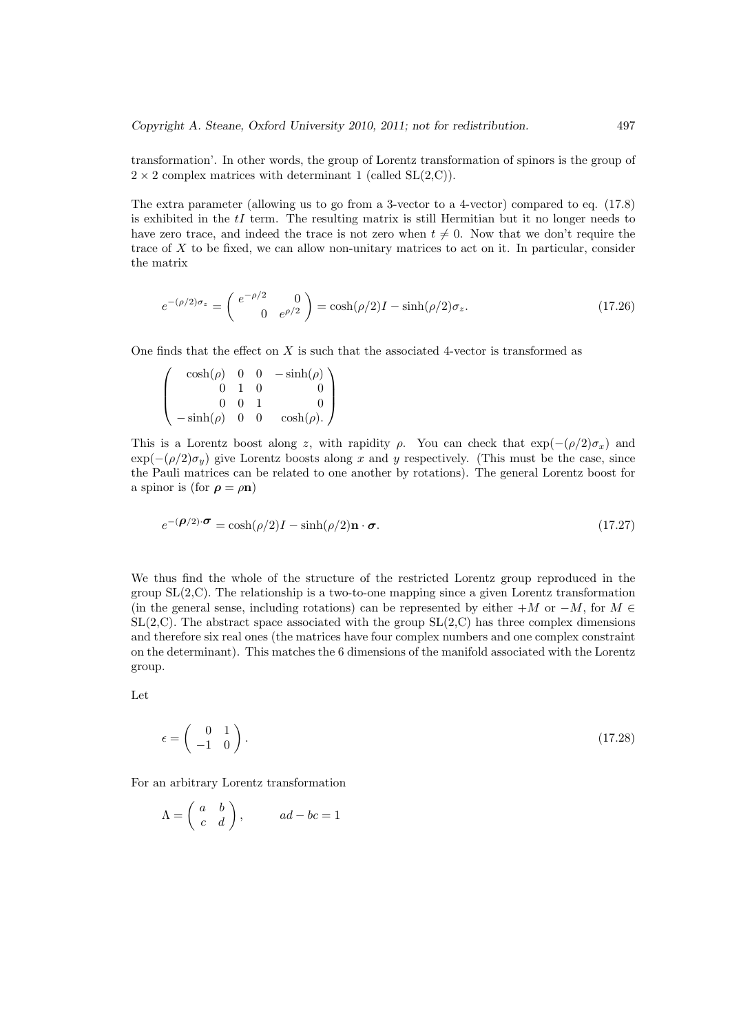transformation'. In other words, the group of Lorentz transformation of spinors is the group of $2 \times 2$ complex matrices with determinant 1 (called SL(2,C)).

The extra parameter (allowing us to go from a 3-vector to a 4-vector) compared to eq. (17.8) is exhibited in the $tI$ term. The resulting matrix is still Hermitian but it no longer needs to have zero trace, and indeed the trace is not zero when $t \neq 0$. Now that we don't require the trace of $X$ to be fixed, we can allow non-unitary matrices to act on it. In particular, consider the matrix

$$e^{-(\rho/2)\sigma_z} = \begin{pmatrix} e^{-\rho/2} & 0 \\ 0 & e^{\rho/2} \end{pmatrix} = \cosh(\rho/2) I - \sinh(\rho/2)\sigma_z. \tag{17.26}$$

One finds that the effect on $X$ is such that the associated 4-vector is transformed as

$$\begin{pmatrix} \cosh(\rho) & 0 & 0 & -\sinh(\rho) \\ 0 & 1 & 0 & 0 \\ 0 & 0 & 1 & 0 \\ -\sinh(\rho) & 0 & 0 & \cosh(\rho). \end{pmatrix}$$

This is a Lorentz boost along $z$, with rapidity $\rho$. You can check that $\exp(-(\rho/2)\sigma_x)$ and $\exp(-(\rho/2)\sigma_y)$ give Lorentz boosts along $x$ and $y$ respectively. (This must be the case, since the Pauli matrices can be related to one another by rotations). The general Lorentz boost for a spinor is (for $\boldsymbol{\rho} = \rho \mathbf{n}$)

$$e^{-(\boldsymbol{\rho}/2)\cdot\boldsymbol{\sigma}} = \cosh(\rho/2) I - \sinh(\rho/2)\mathbf{n}\cdot\boldsymbol{\sigma}. \tag{17.27}$$

We thus find the whole of the structure of the restricted Lorentz group reproduced in the group SL(2,C). The relationship is a two-to-one mapping since a given Lorentz transformation (in the general sense, including rotations) can be represented by either $+M$ or $-M$, for $M \in$ SL(2,C). The abstract space associated with the group SL(2,C) has three complex dimensions and therefore six real ones (the matrices have four complex numbers and one complex constraint on the determinant). This matches the 6 dimensions of the manifold associated with the Lorentz group.

Let

$$\epsilon = \begin{pmatrix} 0 & 1 \\ -1 & 0 \end{pmatrix}. \tag{17.28}$$

For an arbitrary Lorentz transformation

$$\Lambda = \begin{pmatrix} a & b \\ c & d \end{pmatrix}, \qquad ad - bc = 1$$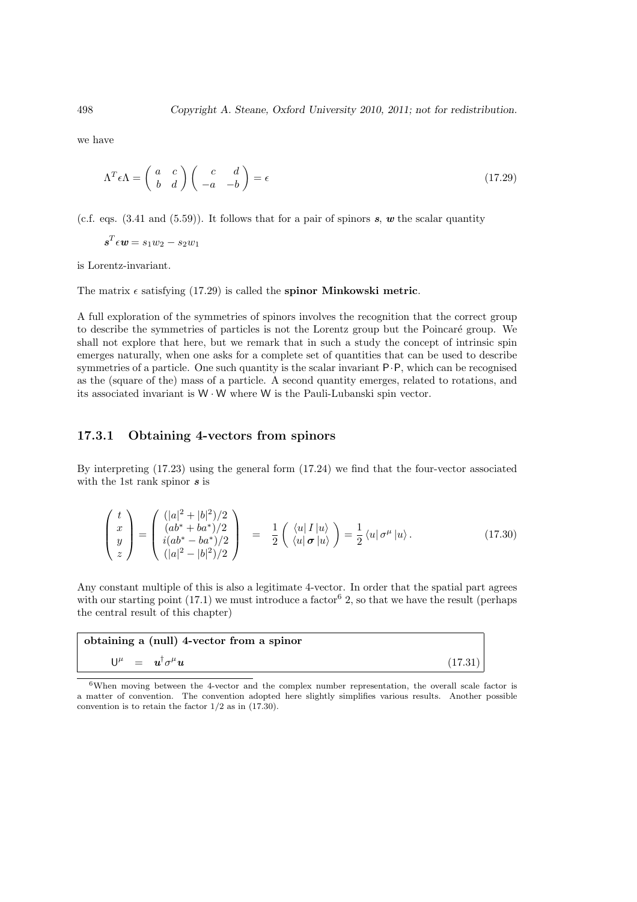we have

$$
\Lambda^T \epsilon \Lambda = \begin{pmatrix} a & c \\ b & d \end{pmatrix} \begin{pmatrix} c & d \\ -a & -b \end{pmatrix} = \epsilon \tag{17.29}
$$

(c.f. eqs. (3.41 and (5.59)). It follows that for a pair of spinors $\boldsymbol{s}$, $\boldsymbol{w}$ the scalar quantity

$$
\boldsymbol{s}^T \epsilon \boldsymbol{w} = s_1 w_2 - s_2 w_1
$$

is Lorentz-invariant.

The matrix $\epsilon$ satisfying (17.29) is called the **spinor Minkowski metric**.

A full exploration of the symmetries of spinors involves the recognition that the correct group to describe the symmetries of particles is not the Lorentz group but the Poincaré group. We shall not explore that here, but we remark that in such a study the concept of intrinsic spin emerges naturally, when one asks for a complete set of quantities that can be used to describe symmetries of a particle. One such quantity is the scalar invariant $\mathsf{P}\cdot\mathsf{P}$, which can be recognised as the (square of the) mass of a particle. A second quantity emerges, related to rotations, and its associated invariant is $\mathsf{W}\cdot\mathsf{W}$ where $\mathsf{W}$ is the Pauli-Lubanski spin vector.

### 17.3.1 Obtaining 4-vectors from spinors

By interpreting (17.23) using the general form (17.24) we find that the four-vector associated with the 1st rank spinor $\boldsymbol{s}$ is

$$
\begin{pmatrix} t \\ x \\ y \\ z \end{pmatrix} = \begin{pmatrix} (|a|^2 + |b|^2)/2 \\ (ab^* + ba^*)/2 \\ i(ab^* - ba^*)/2 \\ (|a|^2 - |b|^2)/2 \end{pmatrix} = \frac{1}{2} \begin{pmatrix} \langle u| \, I \, |u\rangle \\ \langle u| \, \boldsymbol{\sigma} \, |u\rangle \end{pmatrix} = \frac{1}{2} \langle u| \, \sigma^\mu \, |u\rangle . \tag{17.30}
$$

Any constant multiple of this is also a legitimate 4-vector. In order that the spatial part agrees with our starting point (17.1) we must introduce a factor[6] 2, so that we have the result (perhaps the central result of this chapter)

**obtaining a (null) 4-vector from a spinor**

$$
\mathsf{U}^\mu \;=\; \boldsymbol{u}^\dagger \sigma^\mu \boldsymbol{u} \tag{17.31}
$$

[6] When moving between the 4-vector and the complex number representation, the overall scale factor is a matter of convention. The convention adopted here slightly simplifies various results. Another possible convention is to retain the factor 1/2 as in (17.30).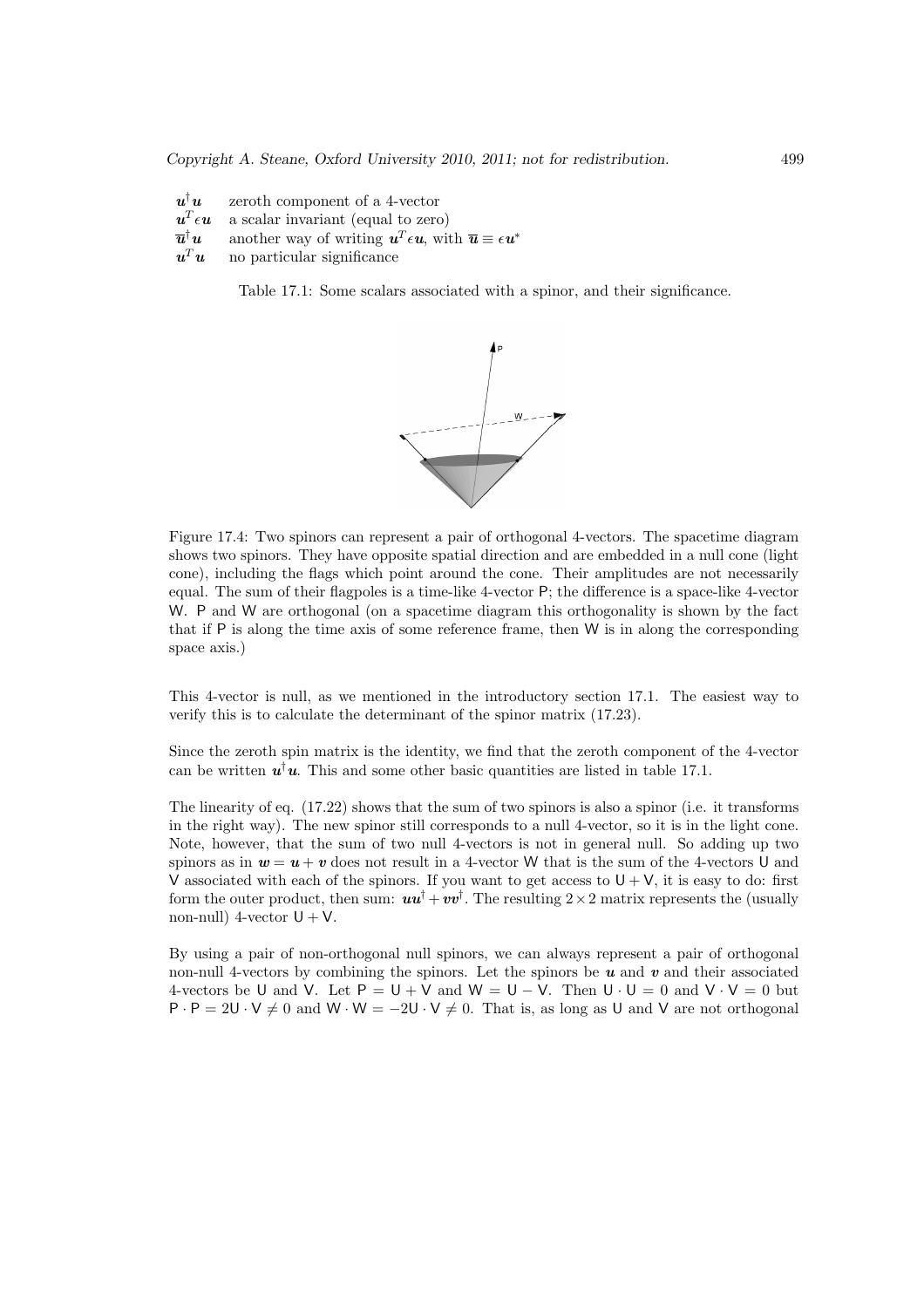| | |
|---|---|
| $\boldsymbol{u}^\dagger \boldsymbol{u}$ | zeroth component of a 4-vector |
| $\boldsymbol{u}^T \epsilon \boldsymbol{u}$ | a scalar invariant (equal to zero) |
| $\overline{\boldsymbol{u}}^\dagger \boldsymbol{u}$ | another way of writing $\boldsymbol{u}^T \epsilon \boldsymbol{u}$, with $\overline{\boldsymbol{u}} \equiv \epsilon \boldsymbol{u}^*$ |
| $\boldsymbol{u}^T \boldsymbol{u}$ | no particular significance |

Table 17.1: Some scalars associated with a spinor, and their significance.

Figure 17.4: Two spinors can represent a pair of orthogonal 4-vectors. The spacetime diagram shows two spinors. They have opposite spatial direction and are embedded in a null cone (light cone), including the flags which point around the cone. Their amplitudes are not necessarily equal. The sum of their flagpoles is a time-like 4-vector P; the difference is a space-like 4-vector W. P and W are orthogonal (on a spacetime diagram this orthogonality is shown by the fact that if P is along the time axis of some reference frame, then W is in along the corresponding space axis.)

This 4-vector is null, as we mentioned in the introductory section 17.1. The easiest way to verify this is to calculate the determinant of the spinor matrix (17.23).

Since the zeroth spin matrix is the identity, we find that the zeroth component of the 4-vector can be written $\boldsymbol{u}^\dagger \boldsymbol{u}$. This and some other basic quantities are listed in table 17.1.

The linearity of eq. (17.22) shows that the sum of two spinors is also a spinor (i.e. it transforms in the right way). The new spinor still corresponds to a null 4-vector, so it is in the light cone. Note, however, that the sum of two null 4-vectors is not in general null. So adding up two spinors as in $\boldsymbol{w} = \boldsymbol{u} + \boldsymbol{v}$ does not result in a 4-vector W that is the sum of the 4-vectors U and V associated with each of the spinors. If you want to get access to U + V, it is easy to do: first form the outer product, then sum: $\boldsymbol{u}\boldsymbol{u}^\dagger + \boldsymbol{v}\boldsymbol{v}^\dagger$. The resulting $2 \times 2$ matrix represents the (usually non-null) 4-vector U + V.

By using a pair of non-orthogonal null spinors, we can always represent a pair of orthogonal non-null 4-vectors by combining the spinors. Let the spinors be $\boldsymbol{u}$ and $\boldsymbol{v}$ and their associated 4-vectors be U and V. Let $\mathsf{P} = \mathsf{U} + \mathsf{V}$ and $\mathsf{W} = \mathsf{U} - \mathsf{V}$. Then $\mathsf{U} \cdot \mathsf{U} = 0$ and $\mathsf{V} \cdot \mathsf{V} = 0$ but $\mathsf{P} \cdot \mathsf{P} = 2\mathsf{U} \cdot \mathsf{V} \neq 0$ and $\mathsf{W} \cdot \mathsf{W} = -2\mathsf{U} \cdot \mathsf{V} \neq 0$. That is, as long as U and V are not orthogonal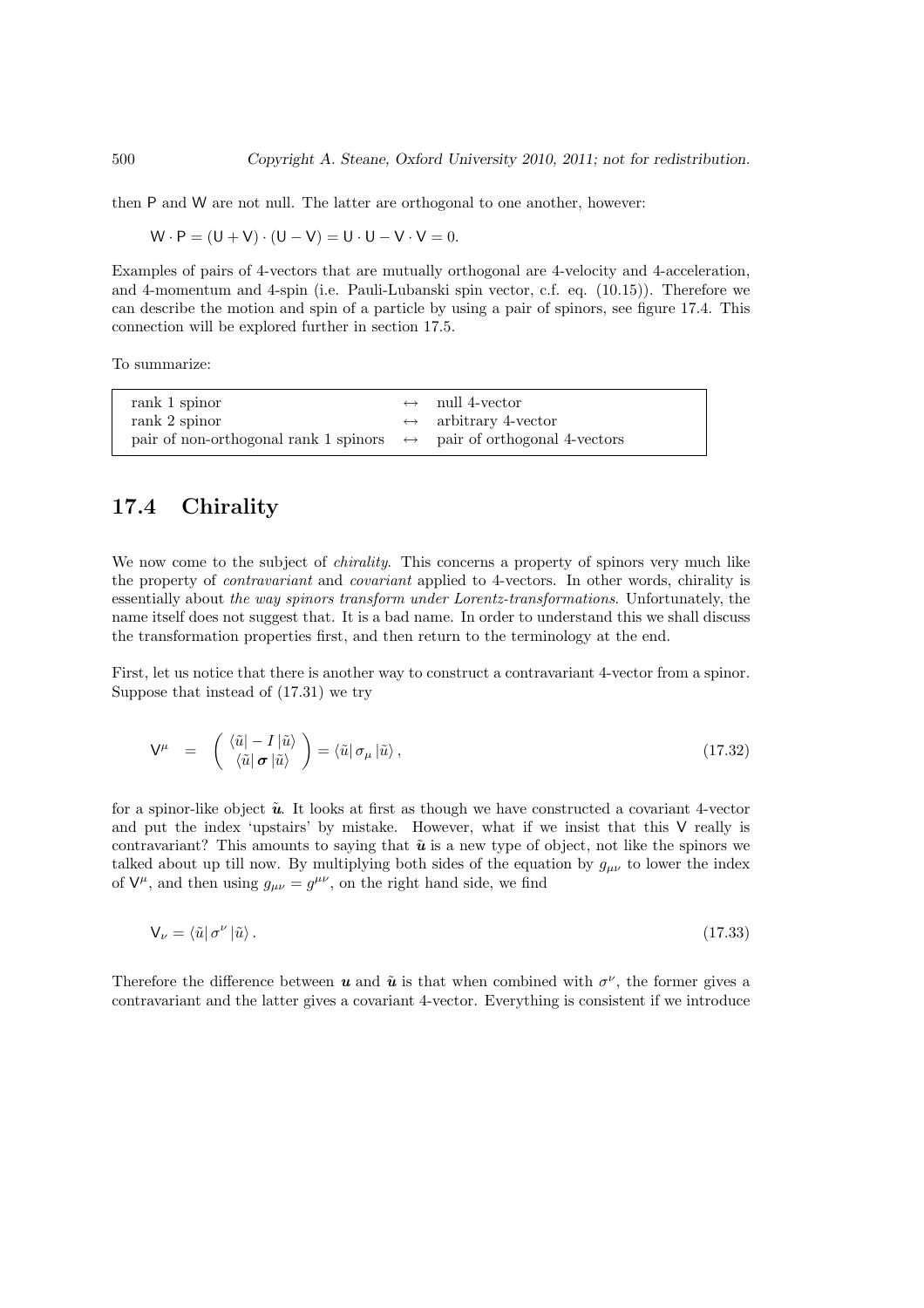then P and W are not null. The latter are orthogonal to one another, however:

$$\mathsf{W} \cdot \mathsf{P} = (\mathsf{U} + \mathsf{V}) \cdot (\mathsf{U} - \mathsf{V}) = \mathsf{U} \cdot \mathsf{U} - \mathsf{V} \cdot \mathsf{V} = 0.$$

Examples of pairs of 4-vectors that are mutually orthogonal are 4-velocity and 4-acceleration, and 4-momentum and 4-spin (i.e. Pauli-Lubanski spin vector, c.f. eq. (10.15)). Therefore we can describe the motion and spin of a particle by using a pair of spinors, see figure 17.4. This connection will be explored further in section 17.5.

To summarize:

| | | |
|---|---|---|
| rank 1 spinor | $\leftrightarrow$ | null 4-vector |
| rank 2 spinor | $\leftrightarrow$ | arbitrary 4-vector |
| pair of non-orthogonal rank 1 spinors | $\leftrightarrow$ | pair of orthogonal 4-vectors |

## 17.4 Chirality

We now come to the subject of *chirality*. This concerns a property of spinors very much like the property of *contravariant* and *covariant* applied to 4-vectors. In other words, chirality is essentially about *the way spinors transform under Lorentz-transformations*. Unfortunately, the name itself does not suggest that. It is a bad name. In order to understand this we shall discuss the transformation properties first, and then return to the terminology at the end.

First, let us notice that there is another way to construct a contravariant 4-vector from a spinor. Suppose that instead of (17.31) we try

$$\mathsf{V}^\mu = \begin{pmatrix} \langle \tilde{u} | - I \, | \tilde{u} \rangle \\ \langle \tilde{u} | \, \boldsymbol{\sigma} \, | \tilde{u} \rangle \end{pmatrix} = \langle \tilde{u} | \, \sigma_\mu \, | \tilde{u} \rangle \,, \tag{17.32}$$

for a spinor-like object $\tilde{\boldsymbol{u}}$. It looks at first as though we have constructed a covariant 4-vector and put the index 'upstairs' by mistake. However, what if we insist that this V really is contravariant? This amounts to saying that $\tilde{\boldsymbol{u}}$ is a new type of object, not like the spinors we talked about up till now. By multiplying both sides of the equation by $g_{\mu\nu}$ to lower the index of $\mathsf{V}^\mu$, and then using $g_{\mu\nu} = g^{\mu\nu}$, on the right hand side, we find

$$\mathsf{V}_\nu = \langle \tilde{u} | \, \sigma^\nu \, | \tilde{u} \rangle \,. \tag{17.33}$$

Therefore the difference between $\boldsymbol{u}$ and $\tilde{\boldsymbol{u}}$ is that when combined with $\sigma^\nu$, the former gives a contravariant and the latter gives a covariant 4-vector. Everything is consistent if we introduce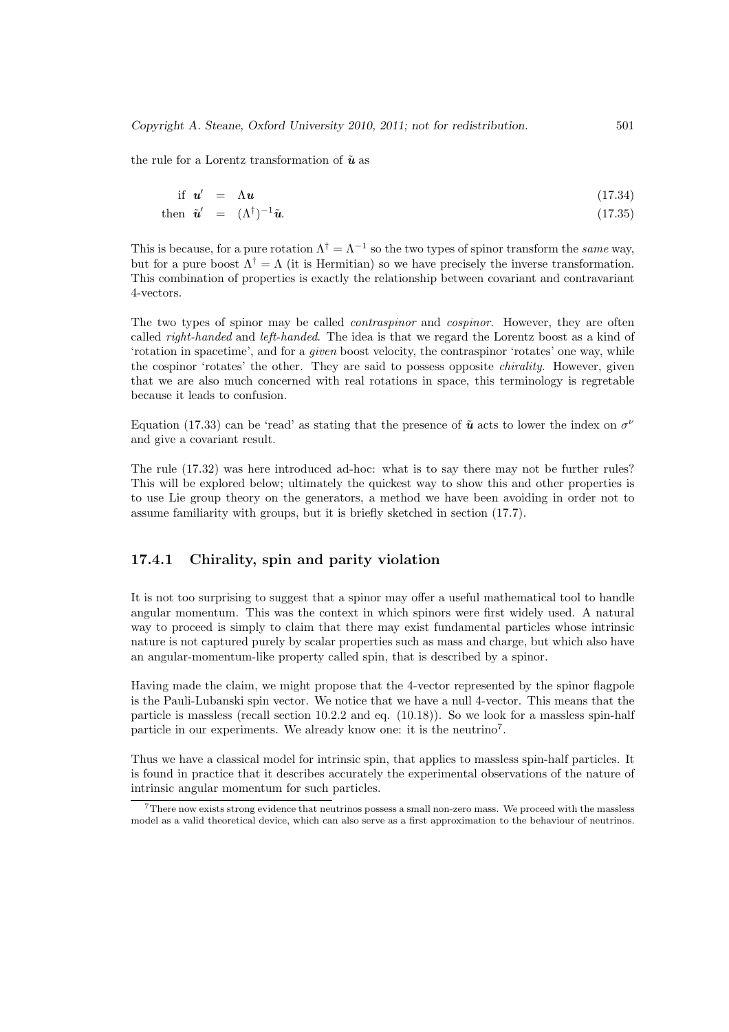the rule for a Lorentz transformation of $\tilde{\boldsymbol{u}}$ as

$$\text{if } \boldsymbol{u}' = \Lambda \boldsymbol{u} \tag{17.34}$$

$$\text{then } \tilde{\boldsymbol{u}}' = (\Lambda^\dagger)^{-1}\tilde{\boldsymbol{u}}. \tag{17.35}$$

This is because, for a pure rotation $\Lambda^\dagger = \Lambda^{-1}$ so the two types of spinor transform the *same* way, but for a pure boost $\Lambda^\dagger = \Lambda$ (it is Hermitian) so we have precisely the inverse transformation. This combination of properties is exactly the relationship between covariant and contravariant 4-vectors.

The two types of spinor may be called *contraspinor* and *cospinor*. However, they are often called *right-handed* and *left-handed*. The idea is that we regard the Lorentz boost as a kind of 'rotation in spacetime', and for a *given* boost velocity, the contraspinor 'rotates' one way, while the cospinor 'rotates' the other. They are said to possess opposite *chirality*. However, given that we are also much concerned with real rotations in space, this terminology is regretable because it leads to confusion.

Equation (17.33) can be 'read' as stating that the presence of $\tilde{\boldsymbol{u}}$ acts to lower the index on $\sigma^\nu$ and give a covariant result.

The rule (17.32) was here introduced ad-hoc: what is to say there may not be further rules? This will be explored below; ultimately the quickest way to show this and other properties is to use Lie group theory on the generators, a method we have been avoiding in order not to assume familiarity with groups, but it is briefly sketched in section (17.7).

### 17.4.1 Chirality, spin and parity violation

It is not too surprising to suggest that a spinor may offer a useful mathematical tool to handle angular momentum. This was the context in which spinors were first widely used. A natural way to proceed is simply to claim that there may exist fundamental particles whose intrinsic nature is not captured purely by scalar properties such as mass and charge, but which also have an angular-momentum-like property called spin, that is described by a spinor.

Having made the claim, we might propose that the 4-vector represented by the spinor flagpole is the Pauli-Lubanski spin vector. We notice that we have a null 4-vector. This means that the particle is massless (recall section 10.2.2 and eq. (10.18)). So we look for a massless spin-half particle in our experiments. We already know one: it is the neutrino[7].

Thus we have a classical model for intrinsic spin, that applies to massless spin-half particles. It is found in practice that it describes accurately the experimental observations of the nature of intrinsic angular momentum for such particles.

[7] There now exists strong evidence that neutrinos possess a small non-zero mass. We proceed with the massless model as a valid theoretical device, which can also serve as a first approximation to the behaviour of neutrinos.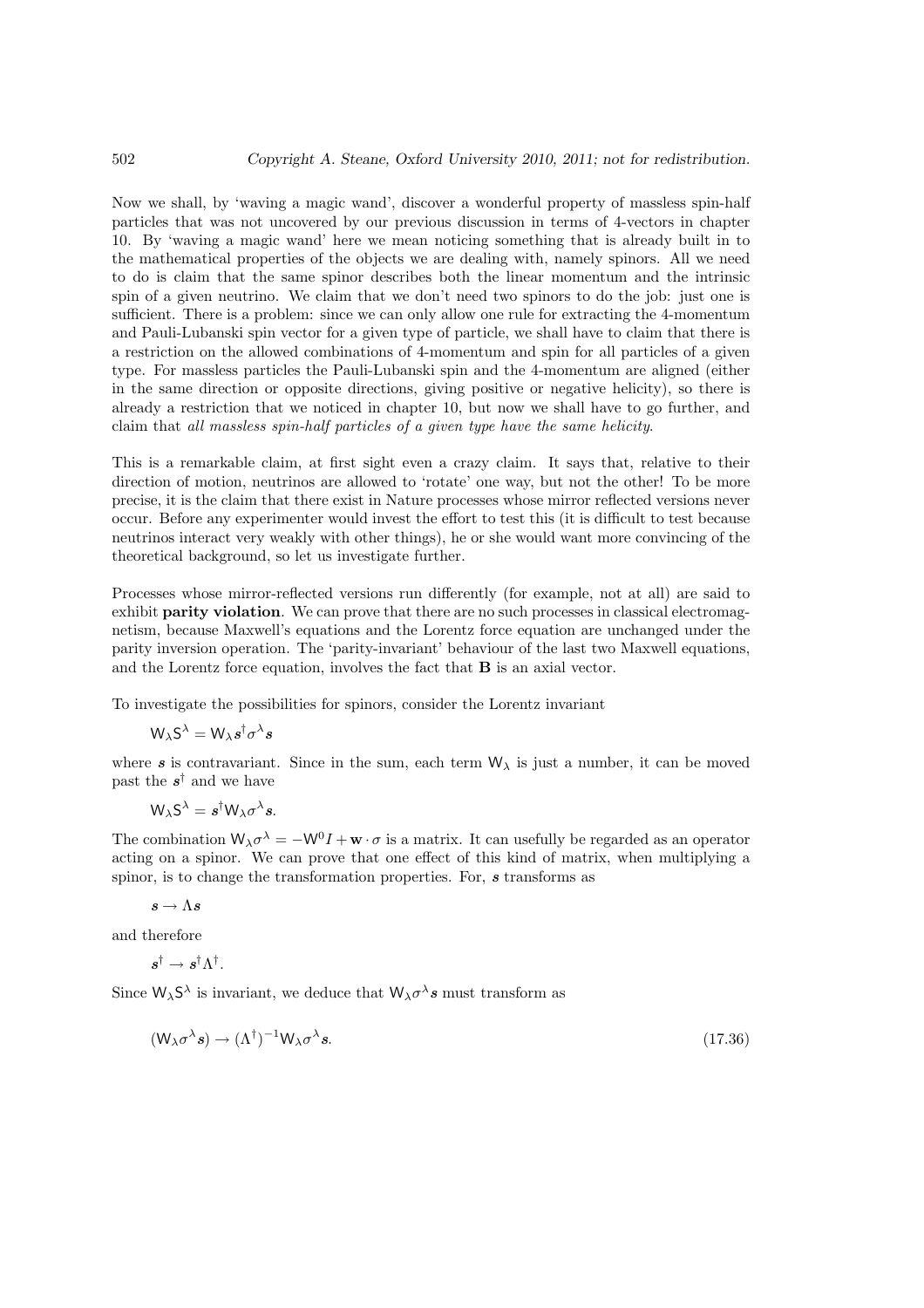Now we shall, by 'waving a magic wand', discover a wonderful property of massless spin-half particles that was not uncovered by our previous discussion in terms of 4-vectors in chapter 10. By 'waving a magic wand' here we mean noticing something that is already built in to the mathematical properties of the objects we are dealing with, namely spinors. All we need to do is claim that the same spinor describes both the linear momentum and the intrinsic spin of a given neutrino. We claim that we don't need two spinors to do the job: just one is sufficient. There is a problem: since we can only allow one rule for extracting the 4-momentum and Pauli-Lubanski spin vector for a given type of particle, we shall have to claim that there is a restriction on the allowed combinations of 4-momentum and spin for all particles of a given type. For massless particles the Pauli-Lubanski spin and the 4-momentum are aligned (either in the same direction or opposite directions, giving positive or negative helicity), so there is already a restriction that we noticed in chapter 10, but now we shall have to go further, and claim that *all massless spin-half particles of a given type have the same helicity*.

This is a remarkable claim, at first sight even a crazy claim. It says that, relative to their direction of motion, neutrinos are allowed to 'rotate' one way, but not the other! To be more precise, it is the claim that there exist in Nature processes whose mirror reflected versions never occur. Before any experimenter would invest the effort to test this (it is difficult to test because neutrinos interact very weakly with other things), he or she would want more convincing of the theoretical background, so let us investigate further.

Processes whose mirror-reflected versions run differently (for example, not at all) are said to exhibit **parity violation**. We can prove that there are no such processes in classical electromagnetism, because Maxwell's equations and the Lorentz force equation are unchanged under the parity inversion operation. The 'parity-invariant' behaviour of the last two Maxwell equations, and the Lorentz force equation, involves the fact that $\mathbf{B}$ is an axial vector.

To investigate the possibilities for spinors, consider the Lorentz invariant

$$\mathsf{W}_\lambda \mathsf{S}^\lambda = \mathsf{W}_\lambda \boldsymbol{s}^\dagger \sigma^\lambda \boldsymbol{s}$$

where $\boldsymbol{s}$ is contravariant. Since in the sum, each term $\mathsf{W}_\lambda$ is just a number, it can be moved past the $\boldsymbol{s}^\dagger$ and we have

$$\mathsf{W}_\lambda \mathsf{S}^\lambda = \boldsymbol{s}^\dagger \mathsf{W}_\lambda \sigma^\lambda \boldsymbol{s}.$$

The combination $\mathsf{W}_\lambda \sigma^\lambda = -\mathsf{W}^0 I + \mathbf{w} \cdot \sigma$ is a matrix. It can usefully be regarded as an operator acting on a spinor. We can prove that one effect of this kind of matrix, when multiplying a spinor, is to change the transformation properties. For, $\boldsymbol{s}$ transforms as

$$\boldsymbol{s} \to \Lambda \boldsymbol{s}$$

and therefore

$$\boldsymbol{s}^\dagger \to \boldsymbol{s}^\dagger \Lambda^\dagger.$$

Since $\mathsf{W}_\lambda \mathsf{S}^\lambda$ is invariant, we deduce that $\mathsf{W}_\lambda \sigma^\lambda \boldsymbol{s}$ must transform as

$$(\mathsf{W}_\lambda \sigma^\lambda \boldsymbol{s}) \to (\Lambda^\dagger)^{-1} \mathsf{W}_\lambda \sigma^\lambda \boldsymbol{s}. \tag{17.36}$$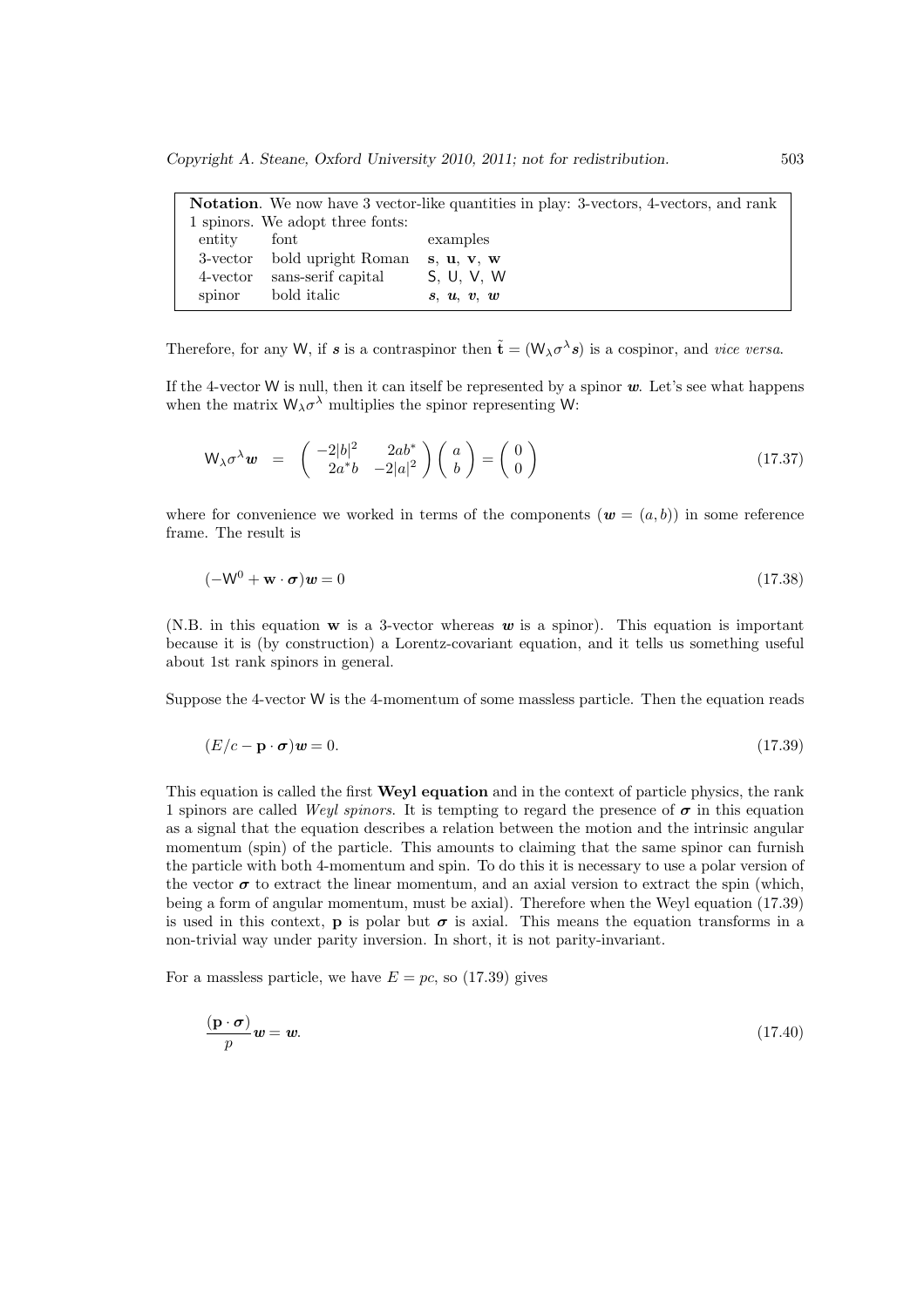| **Notation**. We now have 3 vector-like quantities in play: 3-vectors, 4-vectors, and rank 1 spinors. We adopt three fonts: | | |
|---|---|---|
| entity | font | examples |
| 3-vector | bold upright Roman | $\mathbf{s}$, $\mathbf{u}$, $\mathbf{v}$, $\mathbf{w}$ |
| 4-vector | sans-serif capital | $\mathsf{S}$, $\mathsf{U}$, $\mathsf{V}$, $\mathsf{W}$ |
| spinor | bold italic | $\boldsymbol{s}$, $\boldsymbol{u}$, $\boldsymbol{v}$, $\boldsymbol{w}$ |

Therefore, for any $\mathsf{W}$, if $\boldsymbol{s}$ is a contraspinor then $\tilde{\mathbf{t}} = (\mathsf{W}_\lambda \sigma^\lambda \boldsymbol{s})$ is a cospinor, and *vice versa*.

If the 4-vector $\mathsf{W}$ is null, then it can itself be represented by a spinor $\boldsymbol{w}$. Let's see what happens when the matrix $\mathsf{W}_\lambda \sigma^\lambda$ multiplies the spinor representing $\mathsf{W}$:

$$\mathsf{W}_\lambda \sigma^\lambda \boldsymbol{w} \;=\; \begin{pmatrix} -2|b|^2 & 2ab^* \\ 2a^*b & -2|a|^2 \end{pmatrix} \begin{pmatrix} a \\ b \end{pmatrix} = \begin{pmatrix} 0 \\ 0 \end{pmatrix} \tag{17.37}$$

where for convenience we worked in terms of the components ($\boldsymbol{w} = (a, b)$) in some reference frame. The result is

$$(-\mathsf{W}^0 + \mathbf{w} \cdot \boldsymbol{\sigma})\boldsymbol{w} = 0 \tag{17.38}$$

(N.B. in this equation $\mathbf{w}$ is a 3-vector whereas $\boldsymbol{w}$ is a spinor). This equation is important because it is (by construction) a Lorentz-covariant equation, and it tells us something useful about 1st rank spinors in general.

Suppose the 4-vector $\mathsf{W}$ is the 4-momentum of some massless particle. Then the equation reads

$$(E/c - \mathbf{p} \cdot \boldsymbol{\sigma})\boldsymbol{w} = 0. \tag{17.39}$$

This equation is called the first **Weyl equation** and in the context of particle physics, the rank 1 spinors are called *Weyl spinors*. It is tempting to regard the presence of $\boldsymbol{\sigma}$ in this equation as a signal that the equation describes a relation between the motion and the intrinsic angular momentum (spin) of the particle. This amounts to claiming that the same spinor can furnish the particle with both 4-momentum and spin. To do this it is necessary to use a polar version of the vector $\boldsymbol{\sigma}$ to extract the linear momentum, and an axial version to extract the spin (which, being a form of angular momentum, must be axial). Therefore when the Weyl equation (17.39) is used in this context, $\mathbf{p}$ is polar but $\boldsymbol{\sigma}$ is axial. This means the equation transforms in a non-trivial way under parity inversion. In short, it is not parity-invariant.

For a massless particle, we have $E = pc$, so (17.39) gives

$$\frac{(\mathbf{p} \cdot \boldsymbol{\sigma})}{p} \boldsymbol{w} = \boldsymbol{w}. \tag{17.40}$$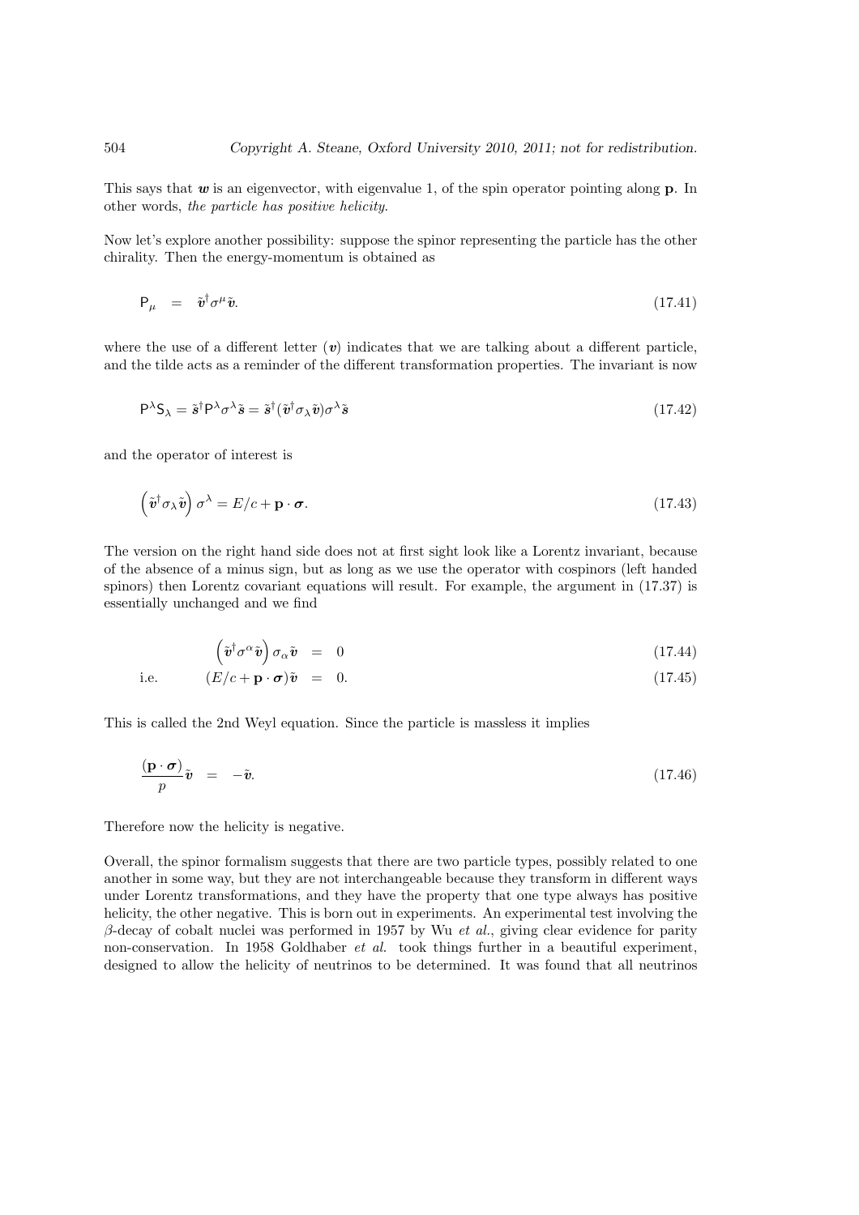This says that $\boldsymbol{w}$ is an eigenvector, with eigenvalue 1, of the spin operator pointing along $\mathbf{p}$. In other words, *the particle has positive helicity*.

Now let's explore another possibility: suppose the spinor representing the particle has the other chirality. Then the energy-momentum is obtained as

$$\mathsf{P}_\mu = \tilde{\boldsymbol{v}}^\dagger \sigma^\mu \tilde{\boldsymbol{v}}. \tag{17.41}$$

where the use of a different letter ($\boldsymbol{v}$) indicates that we are talking about a different particle, and the tilde acts as a reminder of the different transformation properties. The invariant is now

$$\mathsf{P}^\lambda \mathsf{S}_\lambda = \tilde{\boldsymbol{s}}^\dagger \mathsf{P}^\lambda \sigma^\lambda \tilde{\boldsymbol{s}} = \tilde{\boldsymbol{s}}^\dagger (\tilde{\boldsymbol{v}}^\dagger \sigma_\lambda \tilde{\boldsymbol{v}}) \sigma^\lambda \tilde{\boldsymbol{s}} \tag{17.42}$$

and the operator of interest is

$$\left(\tilde{\boldsymbol{v}}^\dagger \sigma_\lambda \tilde{\boldsymbol{v}}\right) \sigma^\lambda = E/c + \mathbf{p} \cdot \boldsymbol{\sigma}. \tag{17.43}$$

The version on the right hand side does not at first sight look like a Lorentz invariant, because of the absence of a minus sign, but as long as we use the operator with cospinors (left handed spinors) then Lorentz covariant equations will result. For example, the argument in (17.37) is essentially unchanged and we find

$$\left(\tilde{\boldsymbol{v}}^\dagger \sigma^\alpha \tilde{\boldsymbol{v}}\right) \sigma_\alpha \tilde{\boldsymbol{v}} = 0 \tag{17.44}$$

$$\text{i.e.} \qquad (E/c + \mathbf{p} \cdot \boldsymbol{\sigma}) \tilde{\boldsymbol{v}} = 0. \tag{17.45}$$

This is called the 2nd Weyl equation. Since the particle is massless it implies

$$\frac{(\mathbf{p} \cdot \boldsymbol{\sigma})}{p} \tilde{\boldsymbol{v}} = -\tilde{\boldsymbol{v}}. \tag{17.46}$$

Therefore now the helicity is negative.

Overall, the spinor formalism suggests that there are two particle types, possibly related to one another in some way, but they are not interchangeable because they transform in different ways under Lorentz transformations, and they have the property that one type always has positive helicity, the other negative. This is born out in experiments. An experimental test involving the $\beta$-decay of cobalt nuclei was performed in 1957 by Wu *et al.*, giving clear evidence for parity non-conservation. In 1958 Goldhaber *et al.* took things further in a beautiful experiment, designed to allow the helicity of neutrinos to be determined. It was found that all neutrinos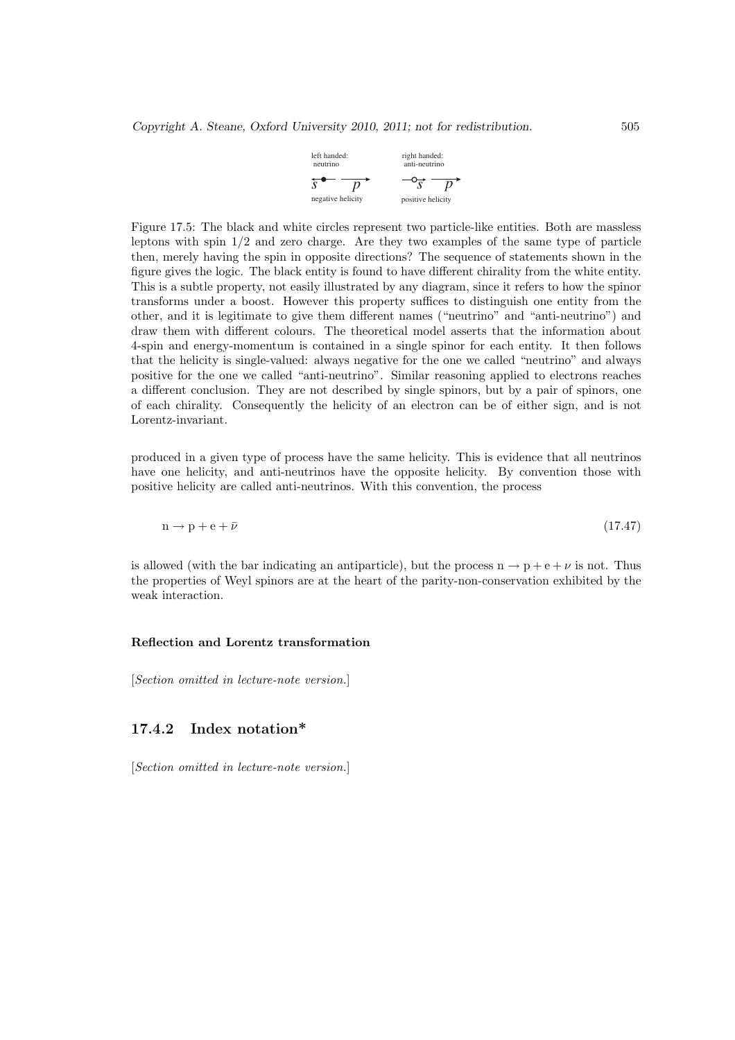left handed: neutrino

right handed: anti-neutrino

negative helicity

positive helicity

Figure 17.5: The black and white circles represent two particle-like entities. Both are massless leptons with spin 1/2 and zero charge. Are they two examples of the same type of particle then, merely having the spin in opposite directions? The sequence of statements shown in the figure gives the logic. The black entity is found to have different chirality from the white entity. This is a subtle property, not easily illustrated by any diagram, since it refers to how the spinor transforms under a boost. However this property suffices to distinguish one entity from the other, and it is legitimate to give them different names ("neutrino" and "anti-neutrino") and draw them with different colours. The theoretical model asserts that the information about 4-spin and energy-momentum is contained in a single spinor for each entity. It then follows that the helicity is single-valued: always negative for the one we called "neutrino" and always positive for the one we called "anti-neutrino". Similar reasoning applied to electrons reaches a different conclusion. They are not described by single spinors, but by a pair of spinors, one of each chirality. Consequently the helicity of an electron can be of either sign, and is not Lorentz-invariant.

produced in a given type of process have the same helicity. This is evidence that all neutrinos have one helicity, and anti-neutrinos have the opposite helicity. By convention those with positive helicity are called anti-neutrinos. With this convention, the process

$$\mathrm{n} \rightarrow \mathrm{p} + \mathrm{e} + \bar{\nu} \tag{17.47}$$

is allowed (with the bar indicating an antiparticle), but the process $\mathrm{n} \rightarrow \mathrm{p} + \mathrm{e} + \nu$ is not. Thus the properties of Weyl spinors are at the heart of the parity-non-conservation exhibited by the weak interaction.

#### Reflection and Lorentz transformation

*[Section omitted in lecture-note version.]*

### 17.4.2 Index notation*

*[Section omitted in lecture-note version.]*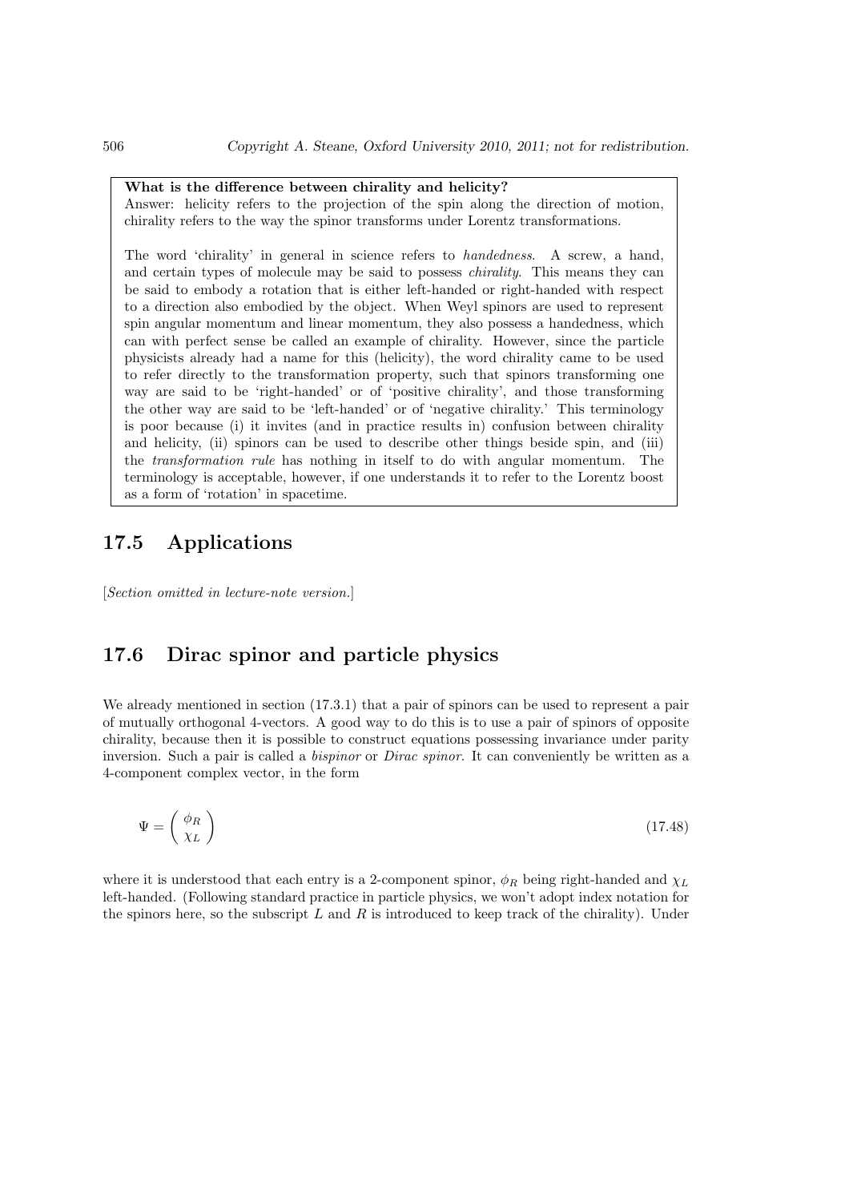**What is the difference between chirality and helicity?**
Answer: helicity refers to the projection of the spin along the direction of motion, chirality refers to the way the spinor transforms under Lorentz transformations.

The word 'chirality' in general in science refers to *handedness*. A screw, a hand, and certain types of molecule may be said to possess *chirality*. This means they can be said to embody a rotation that is either left-handed or right-handed with respect to a direction also embodied by the object. When Weyl spinors are used to represent spin angular momentum and linear momentum, they also possess a handedness, which can with perfect sense be called an example of chirality. However, since the particle physicists already had a name for this (helicity), the word chirality came to be used to refer directly to the transformation property, such that spinors transforming one way are said to be 'right-handed' or of 'positive chirality', and those transforming the other way are said to be 'left-handed' or of 'negative chirality.' This terminology is poor because (i) it invites (and in practice results in) confusion between chirality and helicity, (ii) spinors can be used to describe other things beside spin, and (iii) the *transformation rule* has nothing in itself to do with angular momentum. The terminology is acceptable, however, if one understands it to refer to the Lorentz boost as a form of 'rotation' in spacetime.

## 17.5 Applications

[*Section omitted in lecture-note version.*]

## 17.6 Dirac spinor and particle physics

We already mentioned in section (17.3.1) that a pair of spinors can be used to represent a pair of mutually orthogonal 4-vectors. A good way to do this is to use a pair of spinors of opposite chirality, because then it is possible to construct equations possessing invariance under parity inversion. Such a pair is called a *bispinor* or *Dirac spinor*. It can conveniently be written as a 4-component complex vector, in the form

$$\Psi = \begin{pmatrix} \phi_R \\ \chi_L \end{pmatrix} \tag{17.48}$$

where it is understood that each entry is a 2-component spinor, $\phi_R$ being right-handed and $\chi_L$ left-handed. (Following standard practice in particle physics, we won't adopt index notation for the spinors here, so the subscript $L$ and $R$ is introduced to keep track of the chirality). Under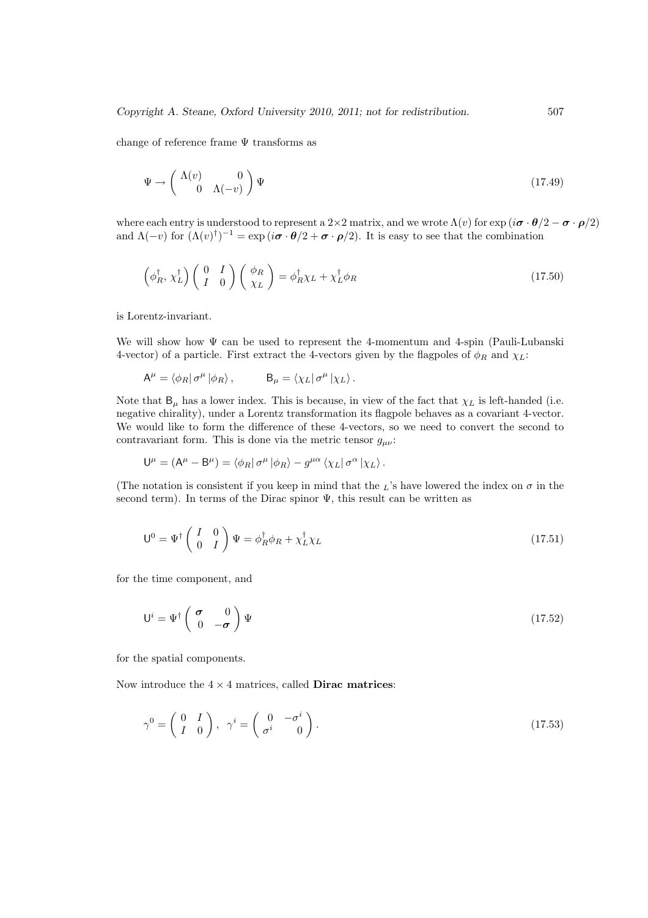change of reference frame $\Psi$ transforms as

$$\Psi \to \begin{pmatrix} \Lambda(v) & 0 \\ 0 & \Lambda(-v) \end{pmatrix} \Psi \tag{17.49}$$

where each entry is understood to represent a 2×2 matrix, and we wrote $\Lambda(v)$ for $\exp(i\boldsymbol{\sigma} \cdot \boldsymbol{\theta}/2 - \boldsymbol{\sigma} \cdot \boldsymbol{\rho}/2)$ and $\Lambda(-v)$ for $(\Lambda(v)^\dagger)^{-1} = \exp(i\boldsymbol{\sigma} \cdot \boldsymbol{\theta}/2 + \boldsymbol{\sigma} \cdot \boldsymbol{\rho}/2)$. It is easy to see that the combination

$$\left( \phi_R^\dagger, \, \chi_L^\dagger \right) \begin{pmatrix} 0 & I \\ I & 0 \end{pmatrix} \begin{pmatrix} \phi_R \\ \chi_L \end{pmatrix} = \phi_R^\dagger \chi_L + \chi_L^\dagger \phi_R \tag{17.50}$$

is Lorentz-invariant.

We will show how $\Psi$ can be used to represent the 4-momentum and 4-spin (Pauli-Lubanski 4-vector) of a particle. First extract the 4-vectors given by the flagpoles of $\phi_R$ and $\chi_L$:

$$\mathsf{A}^\mu = \langle \phi_R | \, \sigma^\mu \, | \phi_R \rangle \,, \qquad \mathsf{B}_\mu = \langle \chi_L | \, \sigma^\mu \, | \chi_L \rangle \,.$$

Note that $\mathsf{B}_\mu$ has a lower index. This is because, in view of the fact that $\chi_L$ is left-handed (i.e. negative chirality), under a Lorentz transformation its flagpole behaves as a covariant 4-vector. We would like to form the difference of these 4-vectors, so we need to convert the second to contravariant form. This is done via the metric tensor $g_{\mu\nu}$:

$$\mathsf{U}^\mu = (\mathsf{A}^\mu - \mathsf{B}^\mu) = \langle \phi_R | \, \sigma^\mu \, | \phi_R \rangle - g^{\mu\alpha} \, \langle \chi_L | \, \sigma^\alpha \, | \chi_L \rangle \,.$$

(The notation is consistent if you keep in mind that the $_L$'s have lowered the index on $\sigma$ in the second term). In terms of the Dirac spinor $\Psi$, this result can be written as

$$\mathsf{U}^0 = \Psi^\dagger \begin{pmatrix} I & 0 \\ 0 & I \end{pmatrix} \Psi = \phi_R^\dagger \phi_R + \chi_L^\dagger \chi_L \tag{17.51}$$

for the time component, and

$$\mathsf{U}^i = \Psi^\dagger \begin{pmatrix} \boldsymbol{\sigma} & 0 \\ 0 & -\boldsymbol{\sigma} \end{pmatrix} \Psi \tag{17.52}$$

for the spatial components.

Now introduce the $4 \times 4$ matrices, called **Dirac matrices**:

$$\gamma^0 = \begin{pmatrix} 0 & I \\ I & 0 \end{pmatrix}, \;\; \gamma^i = \begin{pmatrix} 0 & -\sigma^i \\ \sigma^i & 0 \end{pmatrix}. \tag{17.53}$$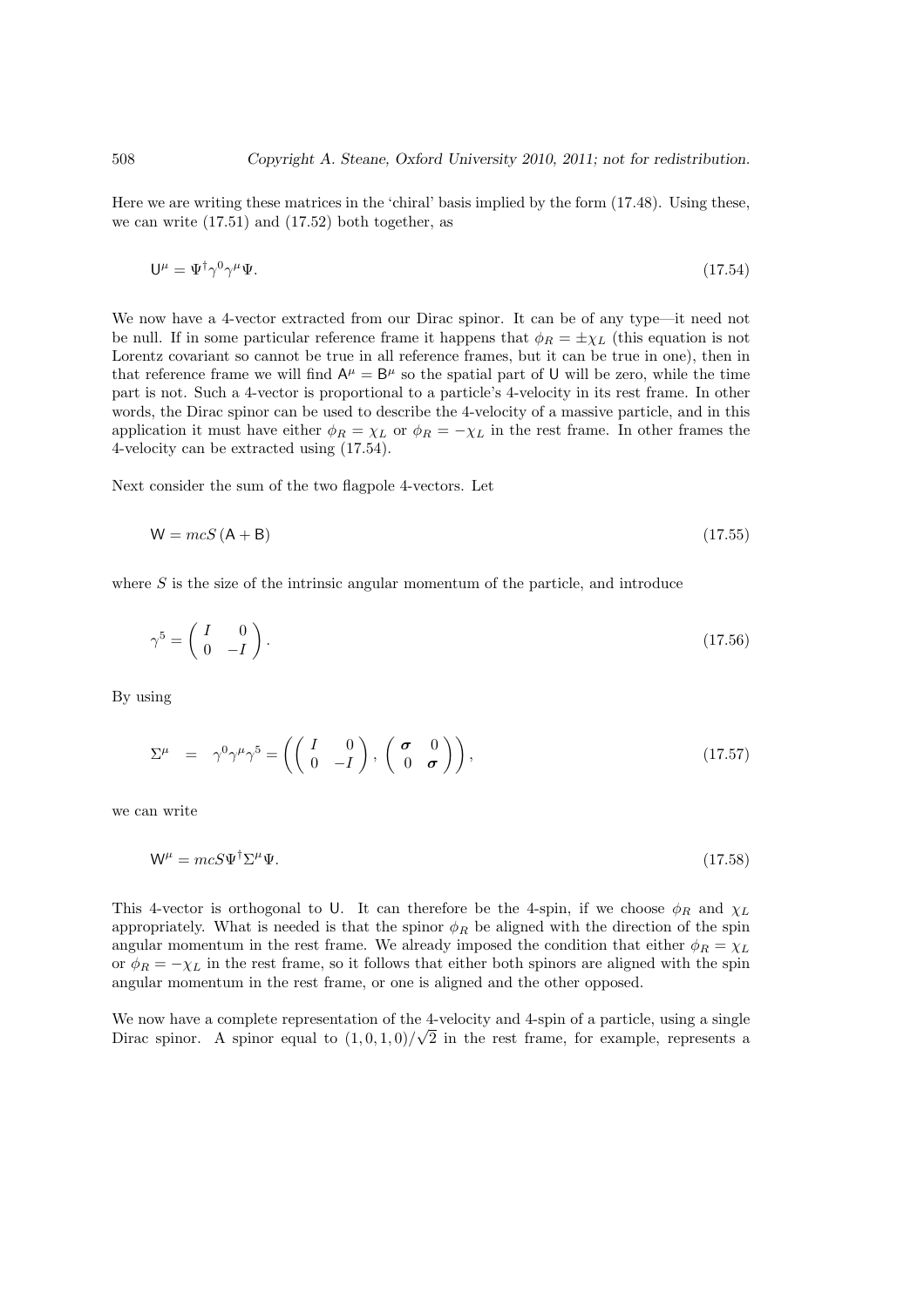Here we are writing these matrices in the 'chiral' basis implied by the form (17.48). Using these, we can write (17.51) and (17.52) both together, as

$$\mathsf{U}^\mu = \Psi^\dagger \gamma^0 \gamma^\mu \Psi. \tag{17.54}$$

We now have a 4-vector extracted from our Dirac spinor. It can be of any type—it need not be null. If in some particular reference frame it happens that $\phi_R = \pm\chi_L$ (this equation is not Lorentz covariant so cannot be true in all reference frames, but it can be true in one), then in that reference frame we will find $\mathsf{A}^\mu = \mathsf{B}^\mu$ so the spatial part of $\mathsf{U}$ will be zero, while the time part is not. Such a 4-vector is proportional to a particle's 4-velocity in its rest frame. In other words, the Dirac spinor can be used to describe the 4-velocity of a massive particle, and in this application it must have either $\phi_R = \chi_L$ or $\phi_R = -\chi_L$ in the rest frame. In other frames the 4-velocity can be extracted using (17.54).

Next consider the sum of the two flagpole 4-vectors. Let

$$\mathsf{W} = mcS\,(\mathsf{A} + \mathsf{B}) \tag{17.55}$$

where $S$ is the size of the intrinsic angular momentum of the particle, and introduce

$$\gamma^5 = \begin{pmatrix} I & 0 \\ 0 & -I \end{pmatrix}. \tag{17.56}$$

By using

$$\Sigma^\mu \;=\; \gamma^0\gamma^\mu\gamma^5 = \left( \begin{pmatrix} I & 0 \\ 0 & -I \end{pmatrix}, \begin{pmatrix} \boldsymbol{\sigma} & 0 \\ 0 & \boldsymbol{\sigma} \end{pmatrix} \right), \tag{17.57}$$

we can write

$$\mathsf{W}^\mu = mcS\Psi^\dagger \Sigma^\mu \Psi. \tag{17.58}$$

This 4-vector is orthogonal to $\mathsf{U}$. It can therefore be the 4-spin, if we choose $\phi_R$ and $\chi_L$ appropriately. What is needed is that the spinor $\phi_R$ be aligned with the direction of the spin angular momentum in the rest frame. We already imposed the condition that either $\phi_R = \chi_L$ or $\phi_R = -\chi_L$ in the rest frame, so it follows that either both spinors are aligned with the spin angular momentum in the rest frame, or one is aligned and the other opposed.

We now have a complete representation of the 4-velocity and 4-spin of a particle, using a single Dirac spinor. A spinor equal to $(1, 0, 1, 0)/\sqrt{2}$ in the rest frame, for example, represents a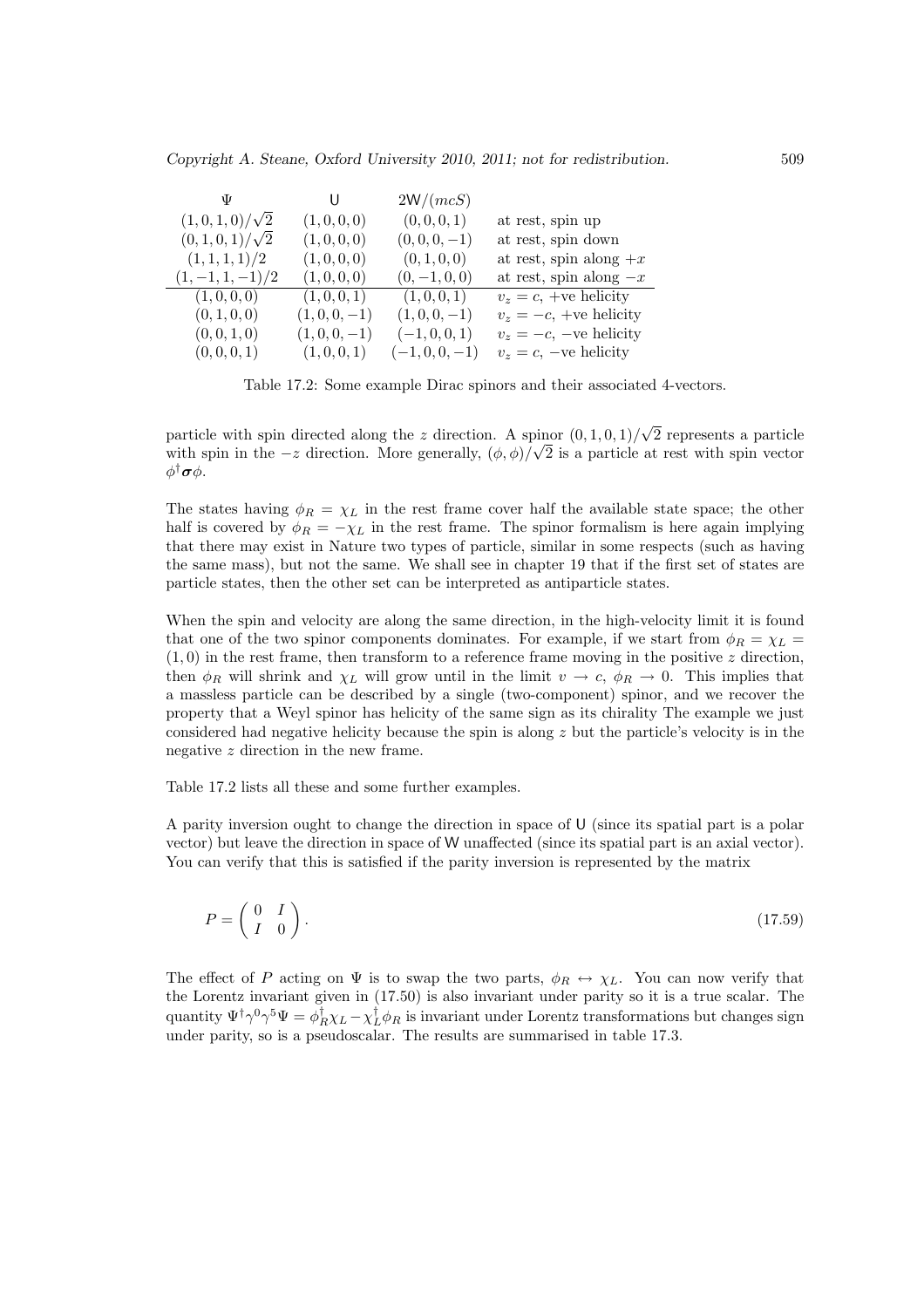| $\Psi$ | $\mathsf{U}$ | $2\mathsf{W}/(mcS)$ | |
|---|---|---|---|
| $(1,0,1,0)/\sqrt{2}$ | $(1,0,0,0)$ | $(0,0,0,1)$ | at rest, spin up |
| $(0,1,0,1)/\sqrt{2}$ | $(1,0,0,0)$ | $(0,0,0,-1)$ | at rest, spin down |
| $(1,1,1,1)/2$ | $(1,0,0,0)$ | $(0,1,0,0)$ | at rest, spin along $+x$ |
| $(1,-1,1,-1)/2$ | $(1,0,0,0)$ | $(0,-1,0,0)$ | at rest, spin along $-x$ |
| $(1,0,0,0)$ | $(1,0,0,1)$ | $(1,0,0,1)$ | $v_z = c$, +ve helicity |
| $(0,1,0,0)$ | $(1,0,0,-1)$ | $(1,0,0,-1)$ | $v_z = -c$, +ve helicity |
| $(0,0,1,0)$ | $(1,0,0,-1)$ | $(-1,0,0,1)$ | $v_z = -c$, −ve helicity |
| $(0,0,0,1)$ | $(1,0,0,1)$ | $(-1,0,0,-1)$ | $v_z = c$, −ve helicity |

Table 17.2: Some example Dirac spinors and their associated 4-vectors.

particle with spin directed along the $z$ direction. A spinor $(0,1,0,1)/\sqrt{2}$ represents a particle with spin in the $-z$ direction. More generally, $(\phi,\phi)/\sqrt{2}$ is a particle at rest with spin vector $\phi^\dagger \boldsymbol{\sigma} \phi$.

The states having $\phi_R = \chi_L$ in the rest frame cover half the available state space; the other half is covered by $\phi_R = -\chi_L$ in the rest frame. The spinor formalism is here again implying that there may exist in Nature two types of particle, similar in some respects (such as having the same mass), but not the same. We shall see in chapter 19 that if the first set of states are particle states, then the other set can be interpreted as antiparticle states.

When the spin and velocity are along the same direction, in the high-velocity limit it is found that one of the two spinor components dominates. For example, if we start from $\phi_R = \chi_L = (1,0)$ in the rest frame, then transform to a reference frame moving in the positive $z$ direction, then $\phi_R$ will shrink and $\chi_L$ will grow until in the limit $v \to c$, $\phi_R \to 0$. This implies that a massless particle can be described by a single (two-component) spinor, and we recover the property that a Weyl spinor has helicity of the same sign as its chirality The example we just considered had negative helicity because the spin is along $z$ but the particle's velocity is in the negative $z$ direction in the new frame.

Table 17.2 lists all these and some further examples.

A parity inversion ought to change the direction in space of $\mathsf{U}$ (since its spatial part is a polar vector) but leave the direction in space of $\mathsf{W}$ unaffected (since its spatial part is an axial vector). You can verify that this is satisfied if the parity inversion is represented by the matrix

$$P = \begin{pmatrix} 0 & I \\ I & 0 \end{pmatrix}. \tag{17.59}$$

The effect of $P$ acting on $\Psi$ is to swap the two parts, $\phi_R \leftrightarrow \chi_L$. You can now verify that the Lorentz invariant given in (17.50) is also invariant under parity so it is a true scalar. The quantity $\Psi^\dagger \gamma^0 \gamma^5 \Psi = \phi_R^\dagger \chi_L - \chi_L^\dagger \phi_R$ is invariant under Lorentz transformations but changes sign under parity, so is a pseudoscalar. The results are summarised in table 17.3.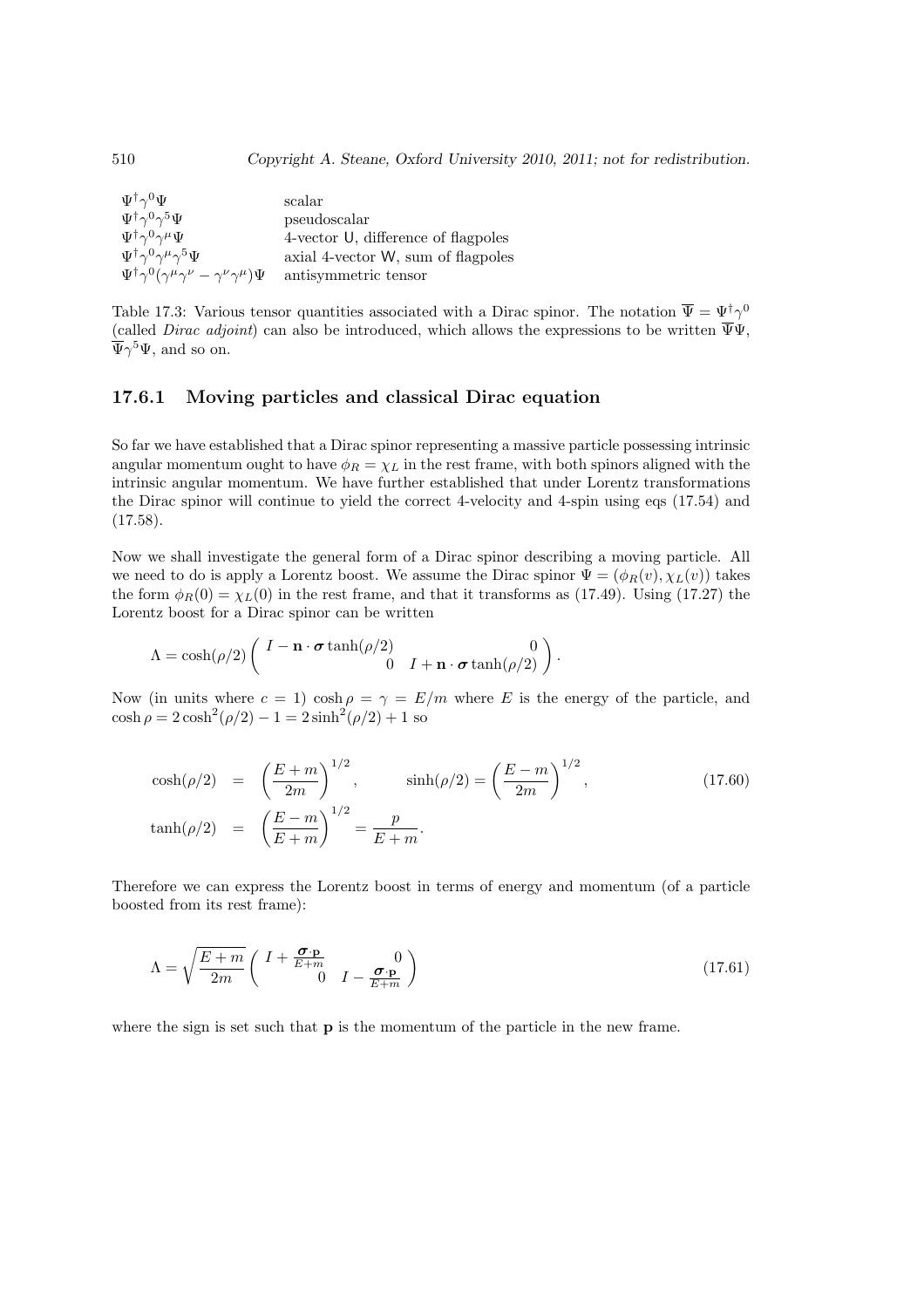| | |
|---|---|
| $\Psi^\dagger \gamma^0 \Psi$ | scalar |
| $\Psi^\dagger \gamma^0 \gamma^5 \Psi$ | pseudoscalar |
| $\Psi^\dagger \gamma^0 \gamma^\mu \Psi$ | 4-vector U, difference of flagpoles |
| $\Psi^\dagger \gamma^0 \gamma^\mu \gamma^5 \Psi$ | axial 4-vector W, sum of flagpoles |
| $\Psi^\dagger \gamma^0 (\gamma^\mu \gamma^\nu - \gamma^\nu \gamma^\mu) \Psi$ | antisymmetric tensor |

Table 17.3: Various tensor quantities associated with a Dirac spinor. The notation $\overline{\Psi} = \Psi^\dagger \gamma^0$ (called *Dirac adjoint*) can also be introduced, which allows the expressions to be written $\overline{\Psi}\Psi$, $\overline{\Psi}\gamma^5\Psi$, and so on.

### 17.6.1 Moving particles and classical Dirac equation

So far we have established that a Dirac spinor representing a massive particle possessing intrinsic angular momentum ought to have $\phi_R = \chi_L$ in the rest frame, with both spinors aligned with the intrinsic angular momentum. We have further established that under Lorentz transformations the Dirac spinor will continue to yield the correct 4-velocity and 4-spin using eqs (17.54) and (17.58).

Now we shall investigate the general form of a Dirac spinor describing a moving particle. All we need to do is apply a Lorentz boost. We assume the Dirac spinor $\Psi = (\phi_R(v), \chi_L(v))$ takes the form $\phi_R(0) = \chi_L(0)$ in the rest frame, and that it transforms as (17.49). Using (17.27) the Lorentz boost for a Dirac spinor can be written

$$\Lambda = \cosh(\rho/2) \begin{pmatrix} I - \mathbf{n}\cdot\boldsymbol{\sigma}\tanh(\rho/2) & 0 \\ 0 & I + \mathbf{n}\cdot\boldsymbol{\sigma}\tanh(\rho/2) \end{pmatrix}.$$

Now (in units where $c = 1$) $\cosh\rho = \gamma = E/m$ where $E$ is the energy of the particle, and $\cosh\rho = 2\cosh^2(\rho/2) - 1 = 2\sinh^2(\rho/2) + 1$ so

$$\begin{aligned} \cosh(\rho/2) &= \left(\frac{E+m}{2m}\right)^{1/2}, \qquad \sinh(\rho/2) = \left(\frac{E-m}{2m}\right)^{1/2}, \\ \tanh(\rho/2) &= \left(\frac{E-m}{E+m}\right)^{1/2} = \frac{p}{E+m}. \end{aligned} \tag{17.60}$$

Therefore we can express the Lorentz boost in terms of energy and momentum (of a particle boosted from its rest frame):

$$\Lambda = \sqrt{\frac{E+m}{2m}} \begin{pmatrix} I + \frac{\boldsymbol{\sigma}\cdot\mathbf{p}}{E+m} & 0 \\ 0 & I - \frac{\boldsymbol{\sigma}\cdot\mathbf{p}}{E+m} \end{pmatrix} \tag{17.61}$$

where the sign is set such that $\mathbf{p}$ is the momentum of the particle in the new frame.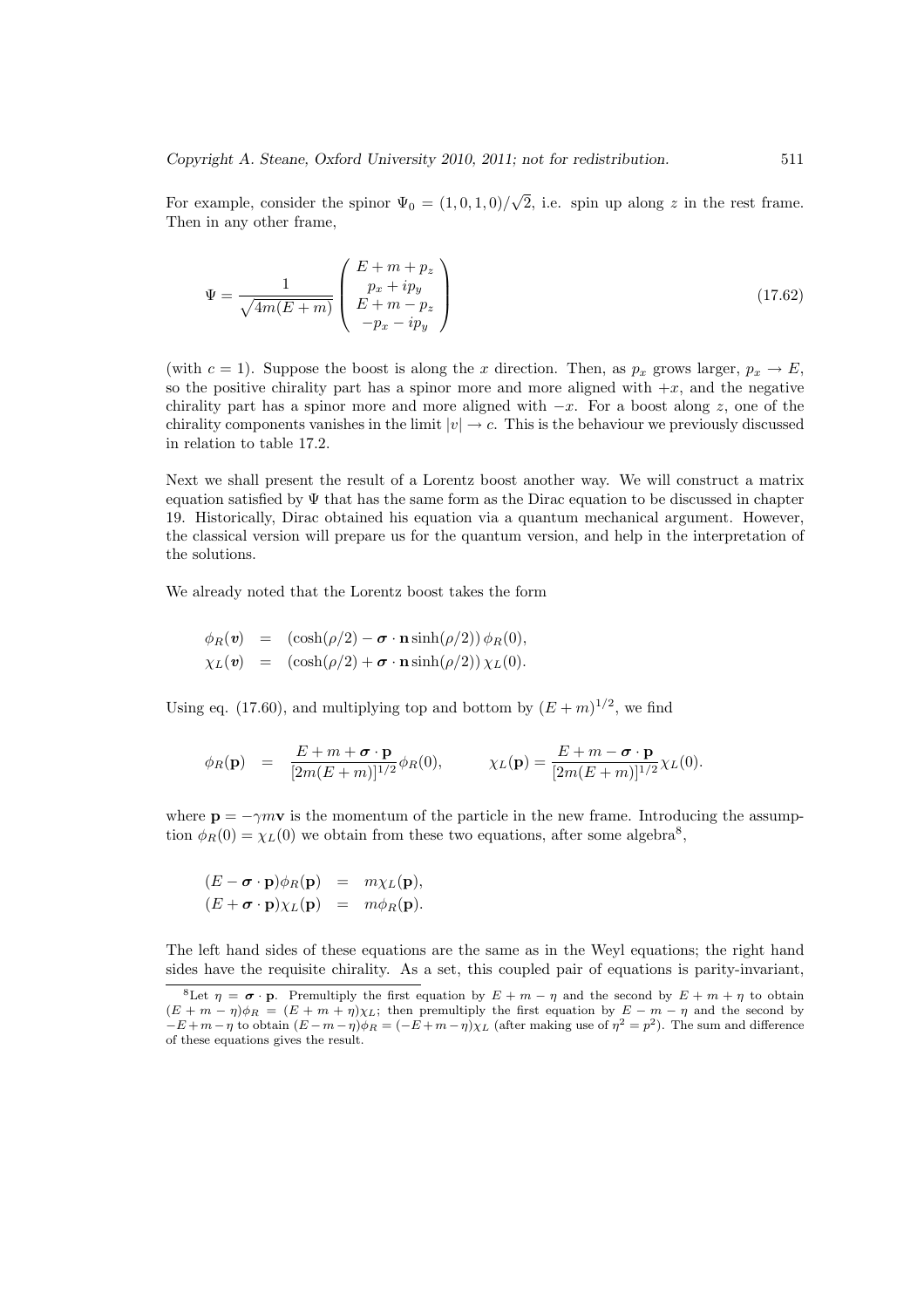For example, consider the spinor $\Psi_0 = (1, 0, 1, 0)/\sqrt{2}$, i.e. spin up along $z$ in the rest frame. Then in any other frame,

$$\Psi = \frac{1}{\sqrt{4m(E+m)}} \begin{pmatrix} E+m+p_z \\ p_x+ip_y \\ E+m-p_z \\ -p_x-ip_y \end{pmatrix} \tag{17.62}$$

(with $c = 1$). Suppose the boost is along the $x$ direction. Then, as $p_x$ grows larger, $p_x \to E$, so the positive chirality part has a spinor more and more aligned with $+x$, and the negative chirality part has a spinor more and more aligned with $-x$. For a boost along $z$, one of the chirality components vanishes in the limit $|v| \to c$. This is the behaviour we previously discussed in relation to table 17.2.

Next we shall present the result of a Lorentz boost another way. We will construct a matrix equation satisfied by $\Psi$ that has the same form as the Dirac equation to be discussed in chapter 19. Historically, Dirac obtained his equation via a quantum mechanical argument. However, the classical version will prepare us for the quantum version, and help in the interpretation of the solutions.

We already noted that the Lorentz boost takes the form

$$\begin{aligned}
\phi_R(\boldsymbol{v}) &= (\cosh(\rho/2) - \boldsymbol{\sigma}\cdot\mathbf{n}\sinh(\rho/2))\,\phi_R(0), \\
\chi_L(\boldsymbol{v}) &= (\cosh(\rho/2) + \boldsymbol{\sigma}\cdot\mathbf{n}\sinh(\rho/2))\,\chi_L(0).
\end{aligned}$$

Using eq. (17.60), and multiplying top and bottom by $(E+m)^{1/2}$, we find

$$\phi_R(\mathbf{p}) = \frac{E+m+\boldsymbol{\sigma}\cdot\mathbf{p}}{[2m(E+m)]^{1/2}}\phi_R(0), \qquad \chi_L(\mathbf{p}) = \frac{E+m-\boldsymbol{\sigma}\cdot\mathbf{p}}{[2m(E+m)]^{1/2}}\chi_L(0).$$

where $\mathbf{p} = -\gamma m \mathbf{v}$ is the momentum of the particle in the new frame. Introducing the assumption $\phi_R(0) = \chi_L(0)$ we obtain from these two equations, after some algebra[8],

$$\begin{aligned}
(E - \boldsymbol{\sigma}\cdot\mathbf{p})\phi_R(\mathbf{p}) &= m\chi_L(\mathbf{p}), \\
(E + \boldsymbol{\sigma}\cdot\mathbf{p})\chi_L(\mathbf{p}) &= m\phi_R(\mathbf{p}).
\end{aligned}$$

The left hand sides of these equations are the same as in the Weyl equations; the right hand sides have the requisite chirality. As a set, this coupled pair of equations is parity-invariant,

[8] Let $\eta = \boldsymbol{\sigma}\cdot\mathbf{p}$. Premultiply the first equation by $E+m-\eta$ and the second by $E+m+\eta$ to obtain $(E+m-\eta)\phi_R = (E+m+\eta)\chi_L$; then premultiply the first equation by $E-m-\eta$ and the second by $-E+m-\eta$ to obtain $(E-m-\eta)\phi_R = (-E+m-\eta)\chi_L$ (after making use of $\eta^2 = p^2$). The sum and difference of these equations gives the result.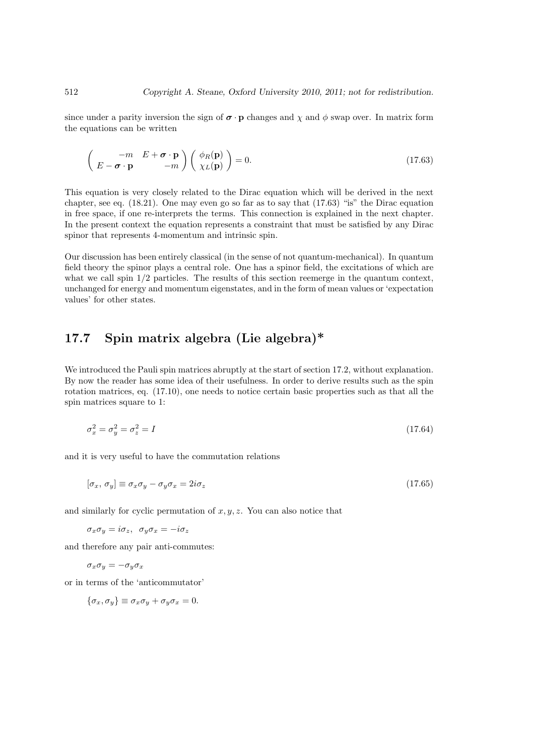since under a parity inversion the sign of $\boldsymbol{\sigma} \cdot \mathbf{p}$ changes and $\chi$ and $\phi$ swap over. In matrix form the equations can be written

$$\begin{pmatrix} -m & E + \boldsymbol{\sigma} \cdot \mathbf{p} \\ E - \boldsymbol{\sigma} \cdot \mathbf{p} & -m \end{pmatrix} \begin{pmatrix} \phi_R(\mathbf{p}) \\ \chi_L(\mathbf{p}) \end{pmatrix} = 0. \tag{17.63}$$

This equation is very closely related to the Dirac equation which will be derived in the next chapter, see eq. (18.21). One may even go so far as to say that (17.63) "is" the Dirac equation in free space, if one re-interprets the terms. This connection is explained in the next chapter. In the present context the equation represents a constraint that must be satisfied by any Dirac spinor that represents 4-momentum and intrinsic spin.

Our discussion has been entirely classical (in the sense of not quantum-mechanical). In quantum field theory the spinor plays a central role. One has a spinor field, the excitations of which are what we call spin 1/2 particles. The results of this section reemerge in the quantum context, unchanged for energy and momentum eigenstates, and in the form of mean values or 'expectation values' for other states.

## 17.7 Spin matrix algebra (Lie algebra)*

We introduced the Pauli spin matrices abruptly at the start of section 17.2, without explanation. By now the reader has some idea of their usefulness. In order to derive results such as the spin rotation matrices, eq. (17.10), one needs to notice certain basic properties such as that all the spin matrices square to 1:

$$\sigma_x^2 = \sigma_y^2 = \sigma_z^2 = I \tag{17.64}$$

and it is very useful to have the commutation relations

$$[\sigma_x, \sigma_y] \equiv \sigma_x \sigma_y - \sigma_y \sigma_x = 2i\sigma_z \tag{17.65}$$

and similarly for cyclic permutation of $x, y, z$. You can also notice that

$$\sigma_x \sigma_y = i\sigma_z, \quad \sigma_y \sigma_x = -i\sigma_z$$

and therefore any pair anti-commutes:

$$\sigma_x \sigma_y = -\sigma_y \sigma_x$$

or in terms of the 'anticommutator'

$$\{\sigma_x, \sigma_y\} \equiv \sigma_x \sigma_y + \sigma_y \sigma_x = 0.$$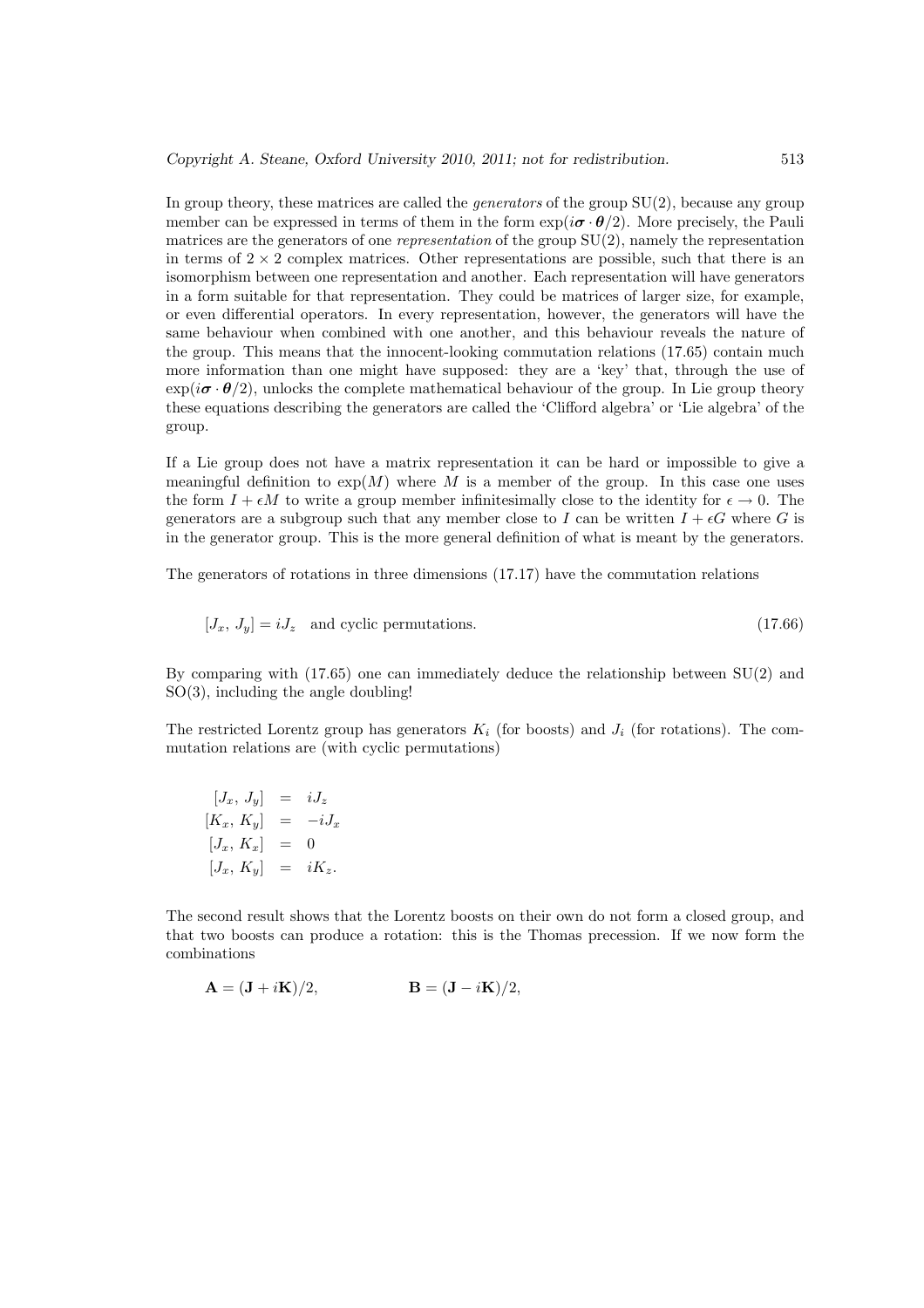In group theory, these matrices are called the *generators* of the group SU(2), because any group member can be expressed in terms of them in the form $\exp(i\boldsymbol{\sigma}\cdot\boldsymbol{\theta}/2)$. More precisely, the Pauli matrices are the generators of one *representation* of the group SU(2), namely the representation in terms of $2\times 2$ complex matrices. Other representations are possible, such that there is an isomorphism between one representation and another. Each representation will have generators in a form suitable for that representation. They could be matrices of larger size, for example, or even differential operators. In every representation, however, the generators will have the same behaviour when combined with one another, and this behaviour reveals the nature of the group. This means that the innocent-looking commutation relations (17.65) contain much more information than one might have supposed: they are a 'key' that, through the use of $\exp(i\boldsymbol{\sigma}\cdot\boldsymbol{\theta}/2)$, unlocks the complete mathematical behaviour of the group. In Lie group theory these equations describing the generators are called the 'Clifford algebra' or 'Lie algebra' of the group.

If a Lie group does not have a matrix representation it can be hard or impossible to give a meaningful definition to $\exp(M)$ where $M$ is a member of the group. In this case one uses the form $I+\epsilon M$ to write a group member infinitesimally close to the identity for $\epsilon\to 0$. The generators are a subgroup such that any member close to $I$ can be written $I+\epsilon G$ where $G$ is in the generator group. This is the more general definition of what is meant by the generators.

The generators of rotations in three dimensions (17.17) have the commutation relations

$$[J_x,\, J_y] = iJ_z \quad \text{and cyclic permutations.} \tag{17.66}$$

By comparing with (17.65) one can immediately deduce the relationship between SU(2) and SO(3), including the angle doubling!

The restricted Lorentz group has generators $K_i$ (for boosts) and $J_i$ (for rotations). The commutation relations are (with cyclic permutations)

$$\begin{aligned}
[J_x,\, J_y] &= iJ_z \\
[K_x,\, K_y] &= -iJ_x \\
[J_x,\, K_x] &= 0 \\
[J_x,\, K_y] &= iK_z.
\end{aligned}$$

The second result shows that the Lorentz boosts on their own do not form a closed group, and that two boosts can produce a rotation: this is the Thomas precession. If we now form the combinations

$$\mathbf{A} = (\mathbf{J}+i\mathbf{K})/2, \qquad\qquad \mathbf{B} = (\mathbf{J}-i\mathbf{K})/2,$$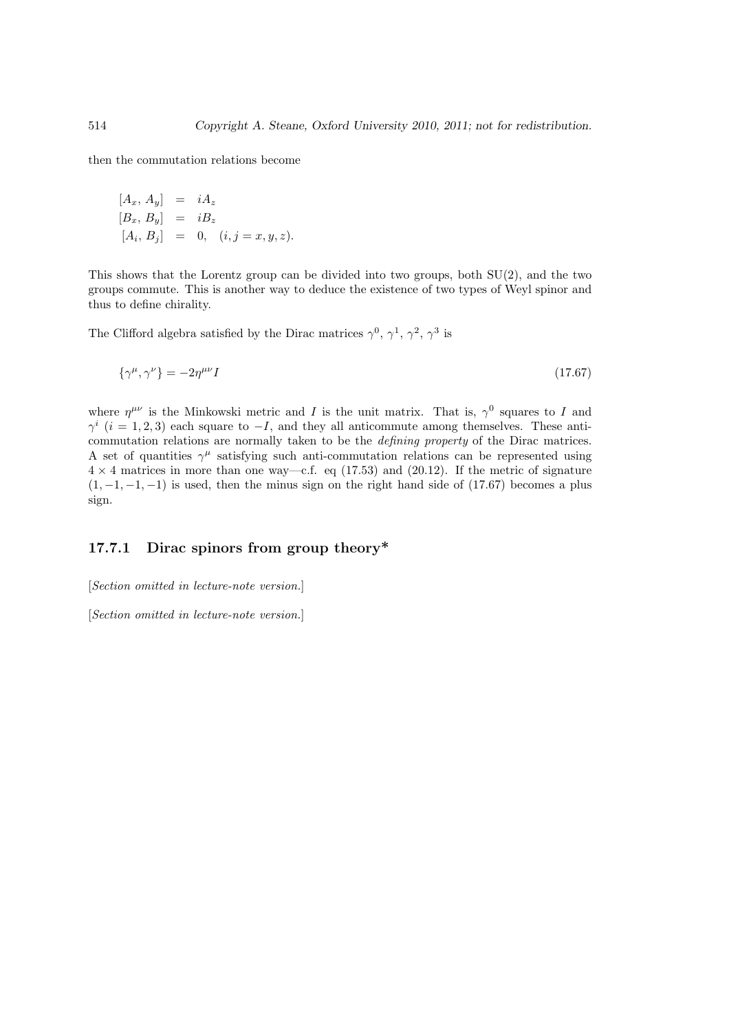then the commutation relations become

$$
\begin{aligned}
[A_x,\, A_y] &= iA_z \\
[B_x,\, B_y] &= iB_z \\
[A_i,\, B_j] &= 0, \quad (i,j = x,y,z).
\end{aligned}
$$

This shows that the Lorentz group can be divided into two groups, both SU(2), and the two groups commute. This is another way to deduce the existence of two types of Weyl spinor and thus to define chirality.

The Clifford algebra satisfied by the Dirac matrices $\gamma^0$, $\gamma^1$, $\gamma^2$, $\gamma^3$ is

$$
\{\gamma^\mu, \gamma^\nu\} = -2\eta^{\mu\nu} I \tag{17.67}
$$

where $\eta^{\mu\nu}$ is the Minkowski metric and $I$ is the unit matrix. That is, $\gamma^0$ squares to $I$ and $\gamma^i$ $(i = 1,2,3)$ each square to $-I$, and they all anticommute among themselves. These anti-commutation relations are normally taken to be the *defining property* of the Dirac matrices. A set of quantities $\gamma^\mu$ satisfying such anti-commutation relations can be represented using $4 \times 4$ matrices in more than one way—c.f. eq (17.53) and (20.12). If the metric of signature $(1,-1,-1,-1)$ is used, then the minus sign on the right hand side of (17.67) becomes a plus sign.

### 17.7.1 Dirac spinors from group theory*

[*Section omitted in lecture-note version.*]

[*Section omitted in lecture-note version.*]